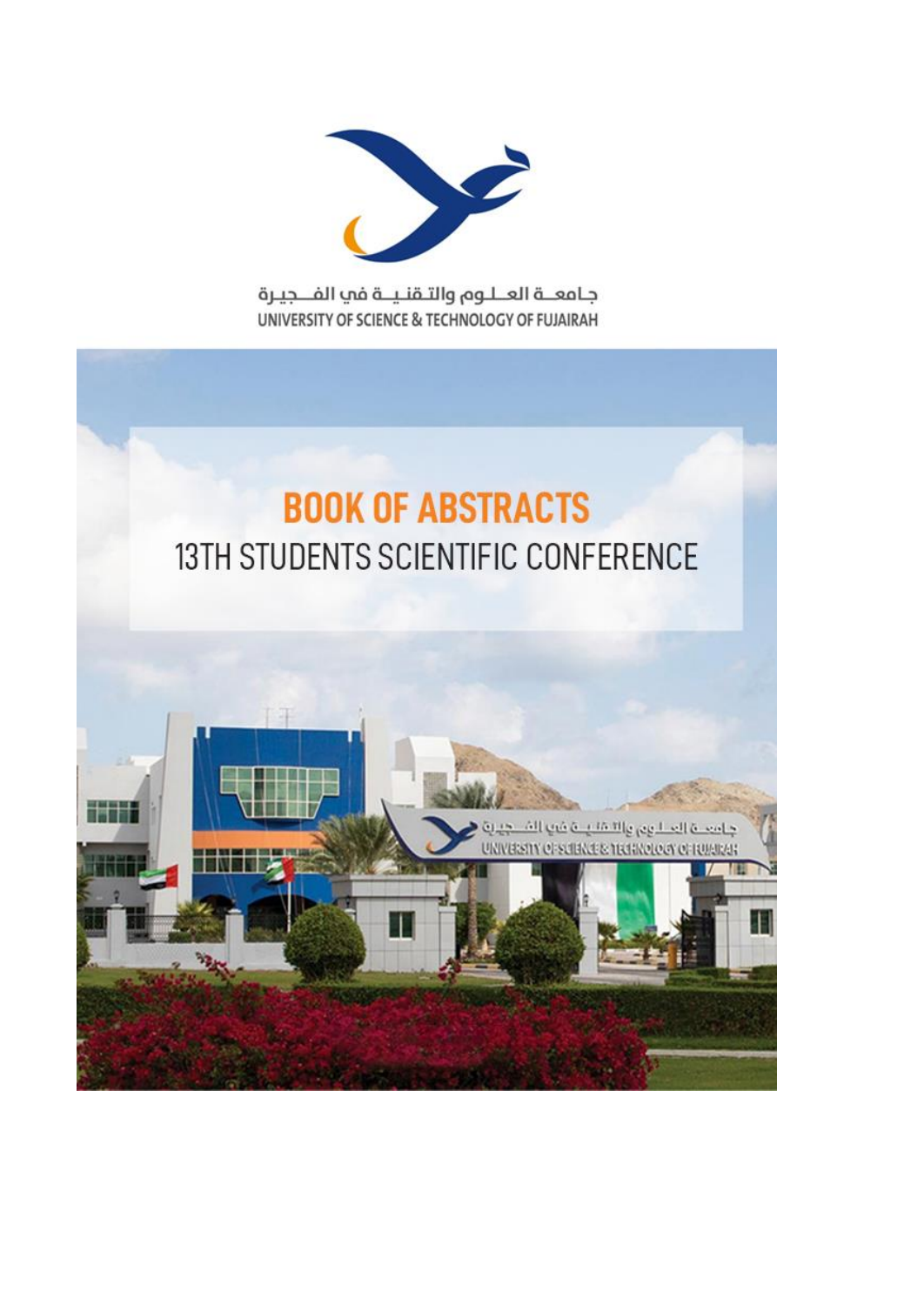جـامعــة العـلـوم والتـقنيــة في الفــجيـرة

UNIVERSITY OF SCIENCE & TECHNOLOGY OF FUJAIRAH

# BOOK OF ABSTRACTS

## 13TH STUDENTS SCIENTIFIC CONFERENCE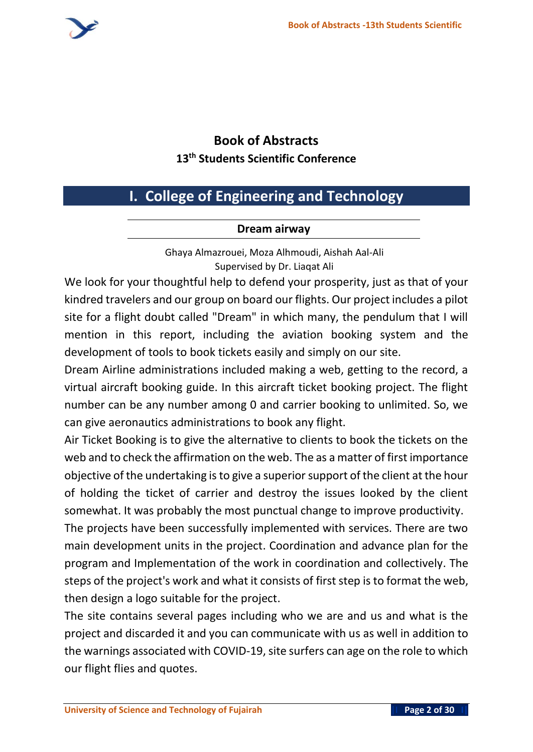# Book of Abstracts

## 13th Students Scientific Conference

## I. College of Engineering and Technology

### Dream airway

Ghaya Almazrouei, Moza Alhmoudi, Aishah Aal-Ali
Supervised by Dr. Liaqat Ali

We look for your thoughtful help to defend your prosperity, just as that of your kindred travelers and our group on board our flights. Our project includes a pilot site for a flight doubt called "Dream" in which many, the pendulum that I will mention in this report, including the aviation booking system and the development of tools to book tickets easily and simply on our site.

Dream Airline administrations included making a web, getting to the record, a virtual aircraft booking guide. In this aircraft ticket booking project. The flight number can be any number among 0 and carrier booking to unlimited. So, we can give aeronautics administrations to book any flight.

Air Ticket Booking is to give the alternative to clients to book the tickets on the web and to check the affirmation on the web. The as a matter of first importance objective of the undertaking is to give a superior support of the client at the hour of holding the ticket of carrier and destroy the issues looked by the client somewhat. It was probably the most punctual change to improve productivity.

The projects have been successfully implemented with services. There are two main development units in the project. Coordination and advance plan for the program and Implementation of the work in coordination and collectively. The steps of the project's work and what it consists of first step is to format the web, then design a logo suitable for the project.

The site contains several pages including who we are and us and what is the project and discarded it and you can communicate with us as well in addition to the warnings associated with COVID-19, site surfers can age on the role to which our flight flies and quotes.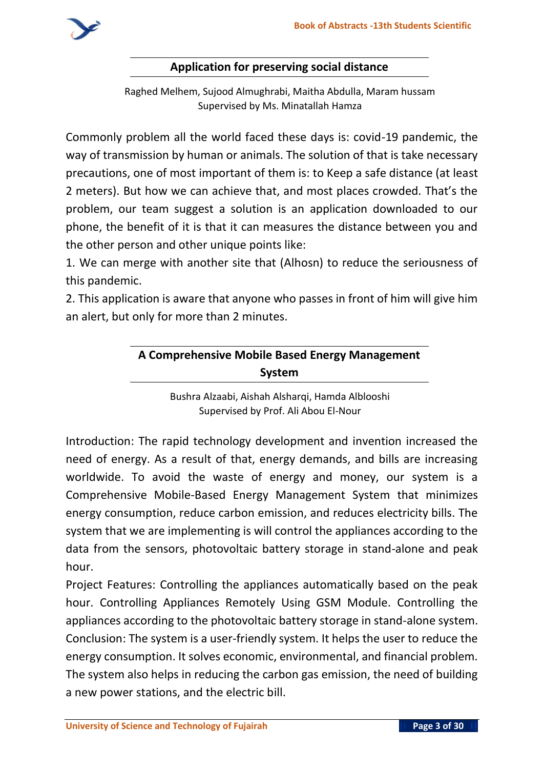## Application for preserving social distance

Raghed Melhem, Sujood Almughrabi, Maitha Abdulla, Maram hussam
Supervised by Ms. Minatallah Hamza

Commonly problem all the world faced these days is: covid-19 pandemic, the way of transmission by human or animals. The solution of that is take necessary precautions, one of most important of them is: to Keep a safe distance (at least 2 meters). But how we can achieve that, and most places crowded. That's the problem, our team suggest a solution is an application downloaded to our phone, the benefit of it is that it can measures the distance between you and the other person and other unique points like:

1. We can merge with another site that (Alhosn) to reduce the seriousness of this pandemic.
2. This application is aware that anyone who passes in front of him will give him an alert, but only for more than 2 minutes.

## A Comprehensive Mobile Based Energy Management System

Bushra Alzaabi, Aishah Alsharqi, Hamda Alblooshi
Supervised by Prof. Ali Abou El-Nour

Introduction: The rapid technology development and invention increased the need of energy. As a result of that, energy demands, and bills are increasing worldwide. To avoid the waste of energy and money, our system is a Comprehensive Mobile-Based Energy Management System that minimizes energy consumption, reduce carbon emission, and reduces electricity bills. The system that we are implementing is will control the appliances according to the data from the sensors, photovoltaic battery storage in stand-alone and peak hour.

Project Features: Controlling the appliances automatically based on the peak hour. Controlling Appliances Remotely Using GSM Module. Controlling the appliances according to the photovoltaic battery storage in stand-alone system.

Conclusion: The system is a user-friendly system. It helps the user to reduce the energy consumption. It solves economic, environmental, and financial problem. The system also helps in reducing the carbon gas emission, the need of building a new power stations, and the electric bill.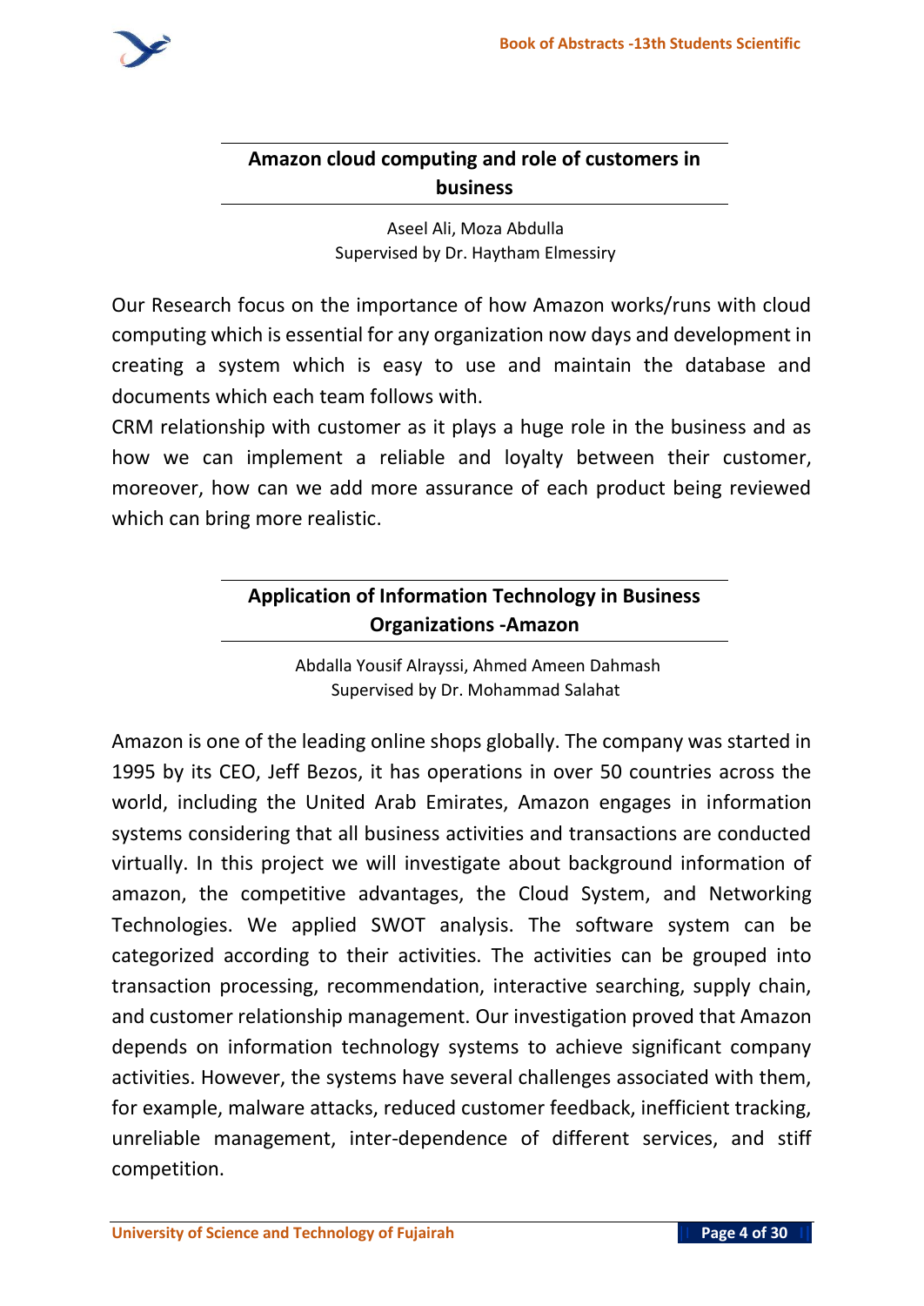## Amazon cloud computing and role of customers in business

Aseel Ali, Moza Abdulla
Supervised by Dr. Haytham Elmessiry

Our Research focus on the importance of how Amazon works/runs with cloud computing which is essential for any organization now days and development in creating a system which is easy to use and maintain the database and documents which each team follows with.
CRM relationship with customer as it plays a huge role in the business and as how we can implement a reliable and loyalty between their customer, moreover, how can we add more assurance of each product being reviewed which can bring more realistic.

## Application of Information Technology in Business Organizations -Amazon

Abdalla Yousif Alrayssi, Ahmed Ameen Dahmash
Supervised by Dr. Mohammad Salahat

Amazon is one of the leading online shops globally. The company was started in 1995 by its CEO, Jeff Bezos, it has operations in over 50 countries across the world, including the United Arab Emirates, Amazon engages in information systems considering that all business activities and transactions are conducted virtually. In this project we will investigate about background information of amazon, the competitive advantages, the Cloud System, and Networking Technologies. We applied SWOT analysis. The software system can be categorized according to their activities. The activities can be grouped into transaction processing, recommendation, interactive searching, supply chain, and customer relationship management. Our investigation proved that Amazon depends on information technology systems to achieve significant company activities. However, the systems have several challenges associated with them, for example, malware attacks, reduced customer feedback, inefficient tracking, unreliable management, inter-dependence of different services, and stiff competition.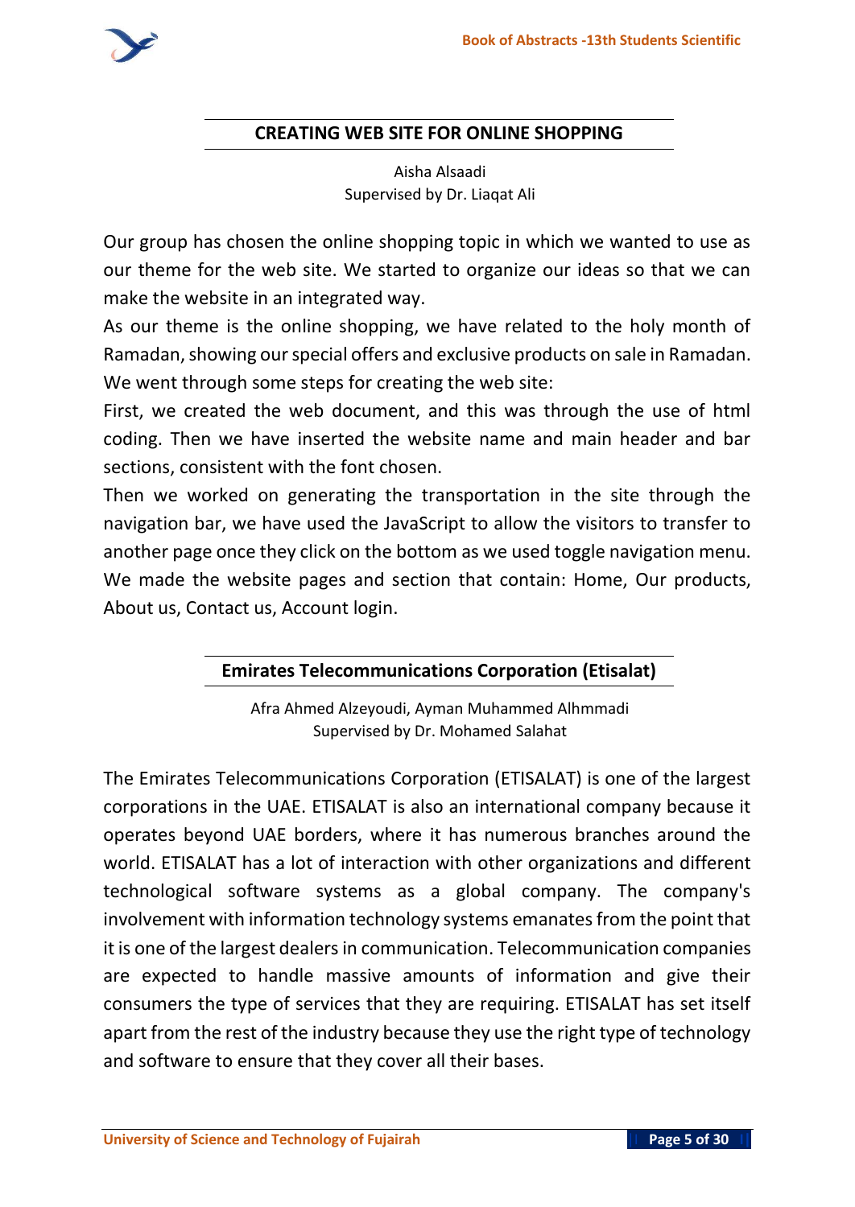## CREATING WEB SITE FOR ONLINE SHOPPING

Aisha Alsaadi
Supervised by Dr. Liaqat Ali

Our group has chosen the online shopping topic in which we wanted to use as our theme for the web site. We started to organize our ideas so that we can make the website in an integrated way.

As our theme is the online shopping, we have related to the holy month of Ramadan, showing our special offers and exclusive products on sale in Ramadan. We went through some steps for creating the web site:

First, we created the web document, and this was through the use of html coding. Then we have inserted the website name and main header and bar sections, consistent with the font chosen.

Then we worked on generating the transportation in the site through the navigation bar, we have used the JavaScript to allow the visitors to transfer to another page once they click on the bottom as we used toggle navigation menu. We made the website pages and section that contain: Home, Our products, About us, Contact us, Account login.

## Emirates Telecommunications Corporation (Etisalat)

Afra Ahmed Alzeyoudi, Ayman Muhammed Alhmmadi
Supervised by Dr. Mohamed Salahat

The Emirates Telecommunications Corporation (ETISALAT) is one of the largest corporations in the UAE. ETISALAT is also an international company because it operates beyond UAE borders, where it has numerous branches around the world. ETISALAT has a lot of interaction with other organizations and different technological software systems as a global company. The company's involvement with information technology systems emanates from the point that it is one of the largest dealers in communication. Telecommunication companies are expected to handle massive amounts of information and give their consumers the type of services that they are requiring. ETISALAT has set itself apart from the rest of the industry because they use the right type of technology and software to ensure that they cover all their bases.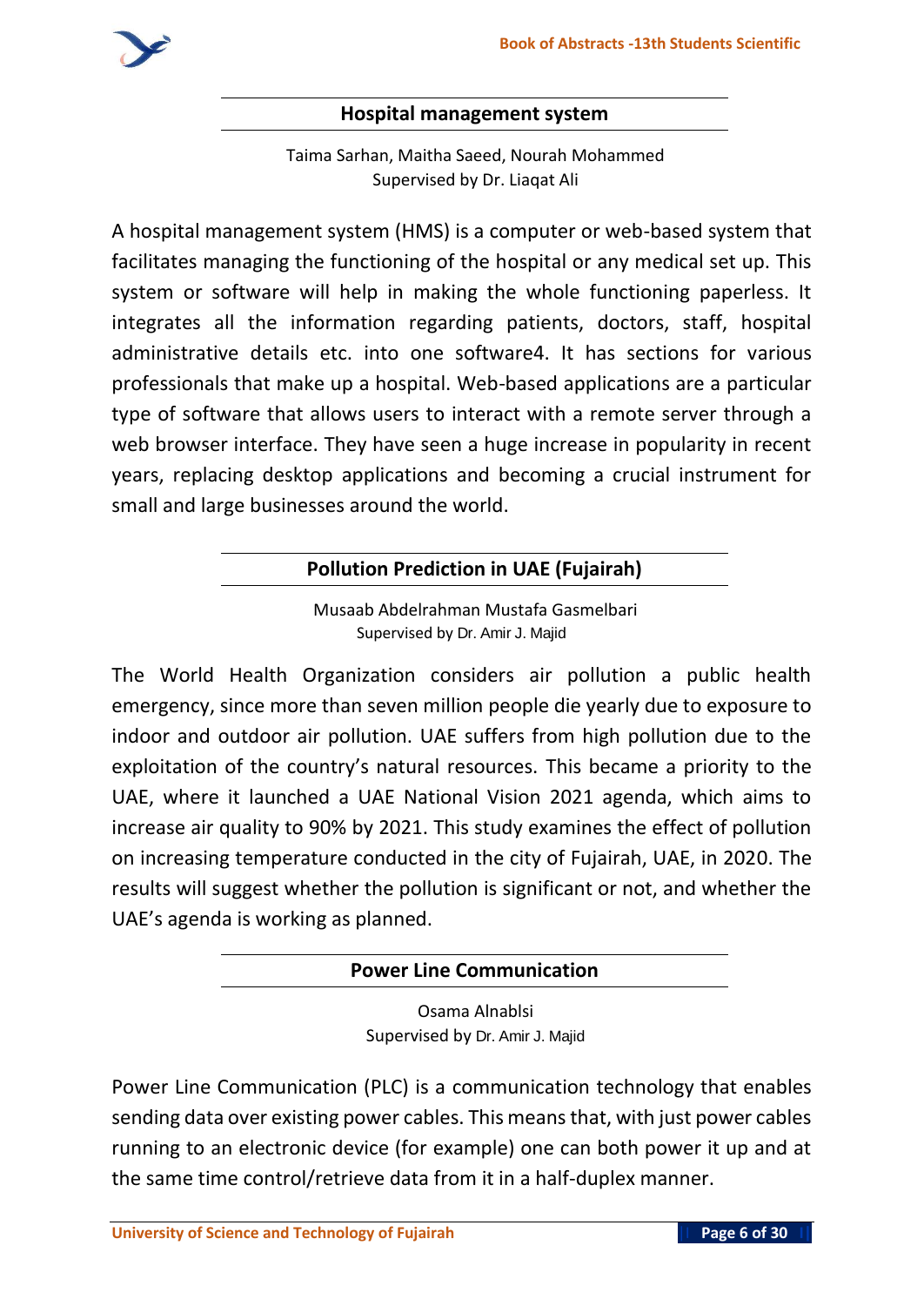## Hospital management system

Taima Sarhan, Maitha Saeed, Nourah Mohammed
Supervised by Dr. Liaqat Ali

A hospital management system (HMS) is a computer or web-based system that facilitates managing the functioning of the hospital or any medical set up. This system or software will help in making the whole functioning paperless. It integrates all the information regarding patients, doctors, staff, hospital administrative details etc. into one software4. It has sections for various professionals that make up a hospital. Web-based applications are a particular type of software that allows users to interact with a remote server through a web browser interface. They have seen a huge increase in popularity in recent years, replacing desktop applications and becoming a crucial instrument for small and large businesses around the world.

## Pollution Prediction in UAE (Fujairah)

Musaab Abdelrahman Mustafa Gasmelbari
Supervised by Dr. Amir J. Majid

The World Health Organization considers air pollution a public health emergency, since more than seven million people die yearly due to exposure to indoor and outdoor air pollution. UAE suffers from high pollution due to the exploitation of the country's natural resources. This became a priority to the UAE, where it launched a UAE National Vision 2021 agenda, which aims to increase air quality to 90% by 2021. This study examines the effect of pollution on increasing temperature conducted in the city of Fujairah, UAE, in 2020. The results will suggest whether the pollution is significant or not, and whether the UAE's agenda is working as planned.

## Power Line Communication

Osama Alnablsi
Supervised by Dr. Amir J. Majid

Power Line Communication (PLC) is a communication technology that enables sending data over existing power cables. This means that, with just power cables running to an electronic device (for example) one can both power it up and at the same time control/retrieve data from it in a half-duplex manner.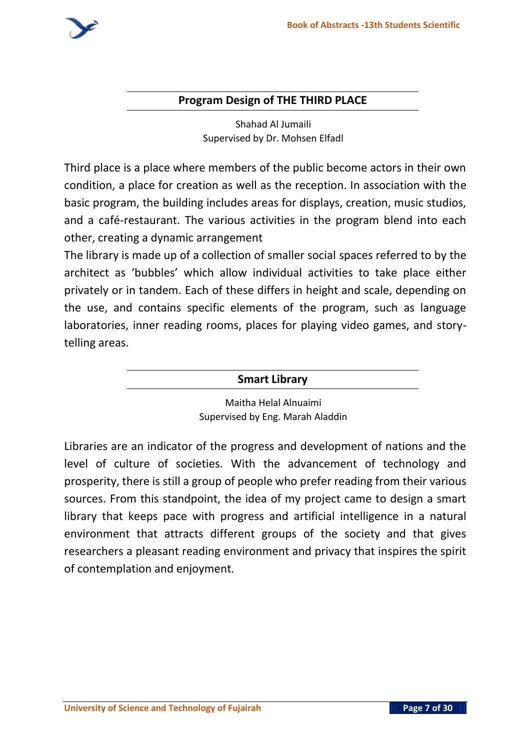## Program Design of THE THIRD PLACE

Shahad Al Jumaili
Supervised by Dr. Mohsen Elfadl

Third place is a place where members of the public become actors in their own condition, a place for creation as well as the reception. In association with the basic program, the building includes areas for displays, creation, music studios, and a café-restaurant. The various activities in the program blend into each other, creating a dynamic arrangement

The library is made up of a collection of smaller social spaces referred to by the architect as 'bubbles' which allow individual activities to take place either privately or in tandem. Each of these differs in height and scale, depending on the use, and contains specific elements of the program, such as language laboratories, inner reading rooms, places for playing video games, and story-telling areas.

## Smart Library

Maitha Helal Alnuaimi
Supervised by Eng. Marah Aladdin

Libraries are an indicator of the progress and development of nations and the level of culture of societies. With the advancement of technology and prosperity, there is still a group of people who prefer reading from their various sources. From this standpoint, the idea of my project came to design a smart library that keeps pace with progress and artificial intelligence in a natural environment that attracts different groups of the society and that gives researchers a pleasant reading environment and privacy that inspires the spirit of contemplation and enjoyment.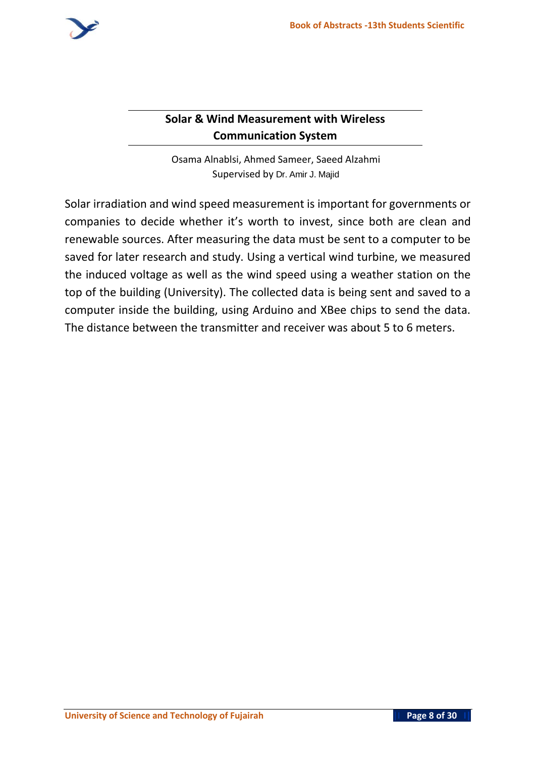## Solar & Wind Measurement with Wireless Communication System

Osama Alnablsi, Ahmed Sameer, Saeed Alzahmi
Supervised by Dr. Amir J. Majid

Solar irradiation and wind speed measurement is important for governments or companies to decide whether it's worth to invest, since both are clean and renewable sources. After measuring the data must be sent to a computer to be saved for later research and study. Using a vertical wind turbine, we measured the induced voltage as well as the wind speed using a weather station on the top of the building (University). The collected data is being sent and saved to a computer inside the building, using Arduino and XBee chips to send the data. The distance between the transmitter and receiver was about 5 to 6 meters.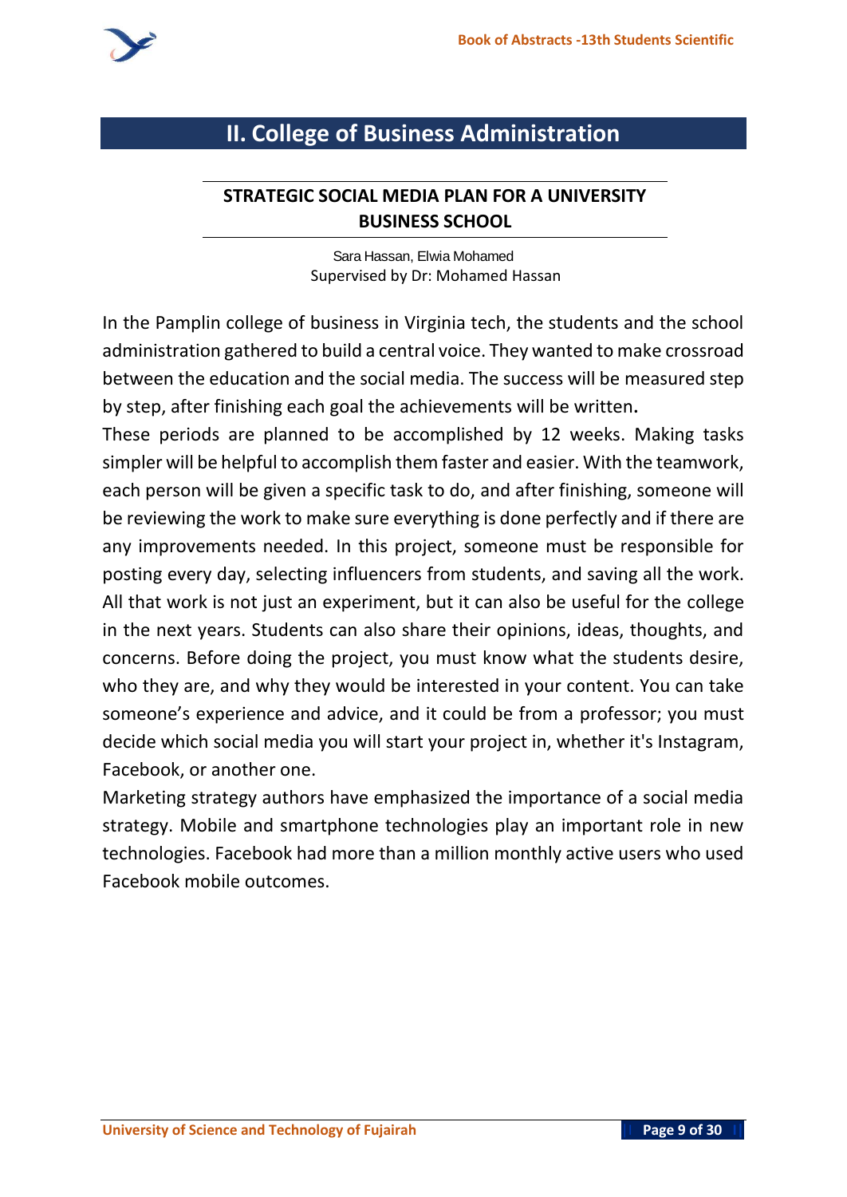# II. College of Business Administration

## STRATEGIC SOCIAL MEDIA PLAN FOR A UNIVERSITY BUSINESS SCHOOL

Sara Hassan, Elwia Mohamed
Supervised by Dr: Mohamed Hassan

In the Pamplin college of business in Virginia tech, the students and the school administration gathered to build a central voice. They wanted to make crossroad between the education and the social media. The success will be measured step by step, after finishing each goal the achievements will be written.

These periods are planned to be accomplished by 12 weeks. Making tasks simpler will be helpful to accomplish them faster and easier. With the teamwork, each person will be given a specific task to do, and after finishing, someone will be reviewing the work to make sure everything is done perfectly and if there are any improvements needed. In this project, someone must be responsible for posting every day, selecting influencers from students, and saving all the work. All that work is not just an experiment, but it can also be useful for the college in the next years. Students can also share their opinions, ideas, thoughts, and concerns. Before doing the project, you must know what the students desire, who they are, and why they would be interested in your content. You can take someone's experience and advice, and it could be from a professor; you must decide which social media you will start your project in, whether it's Instagram, Facebook, or another one.

Marketing strategy authors have emphasized the importance of a social media strategy. Mobile and smartphone technologies play an important role in new technologies. Facebook had more than a million monthly active users who used Facebook mobile outcomes.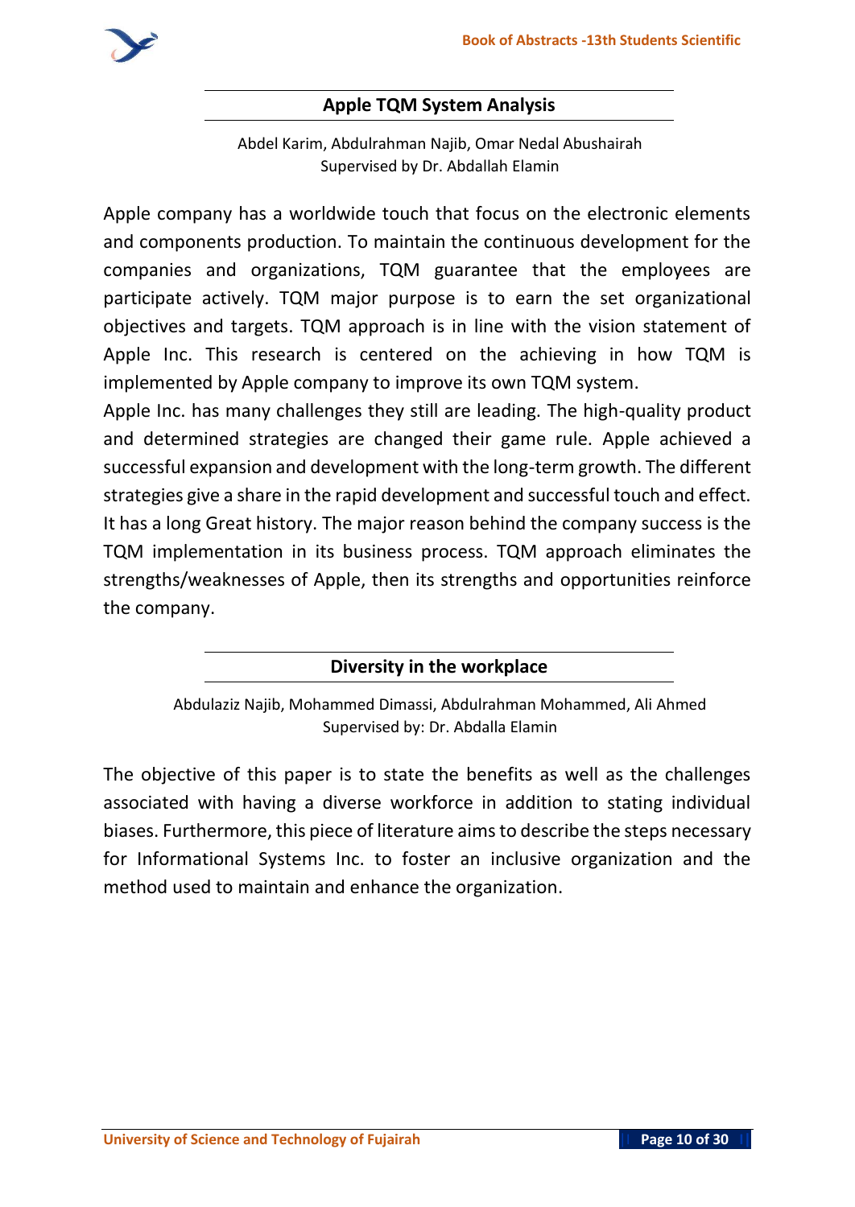## Apple TQM System Analysis

Abdel Karim, Abdulrahman Najib, Omar Nedal Abushairah
Supervised by Dr. Abdallah Elamin

Apple company has a worldwide touch that focus on the electronic elements and components production. To maintain the continuous development for the companies and organizations, TQM guarantee that the employees are participate actively. TQM major purpose is to earn the set organizational objectives and targets. TQM approach is in line with the vision statement of Apple Inc. This research is centered on the achieving in how TQM is implemented by Apple company to improve its own TQM system.

Apple Inc. has many challenges they still are leading. The high-quality product and determined strategies are changed their game rule. Apple achieved a successful expansion and development with the long-term growth. The different strategies give a share in the rapid development and successful touch and effect. It has a long Great history. The major reason behind the company success is the TQM implementation in its business process. TQM approach eliminates the strengths/weaknesses of Apple, then its strengths and opportunities reinforce the company.

## Diversity in the workplace

Abdulaziz Najib, Mohammed Dimassi, Abdulrahman Mohammed, Ali Ahmed
Supervised by: Dr. Abdalla Elamin

The objective of this paper is to state the benefits as well as the challenges associated with having a diverse workforce in addition to stating individual biases. Furthermore, this piece of literature aims to describe the steps necessary for Informational Systems Inc. to foster an inclusive organization and the method used to maintain and enhance the organization.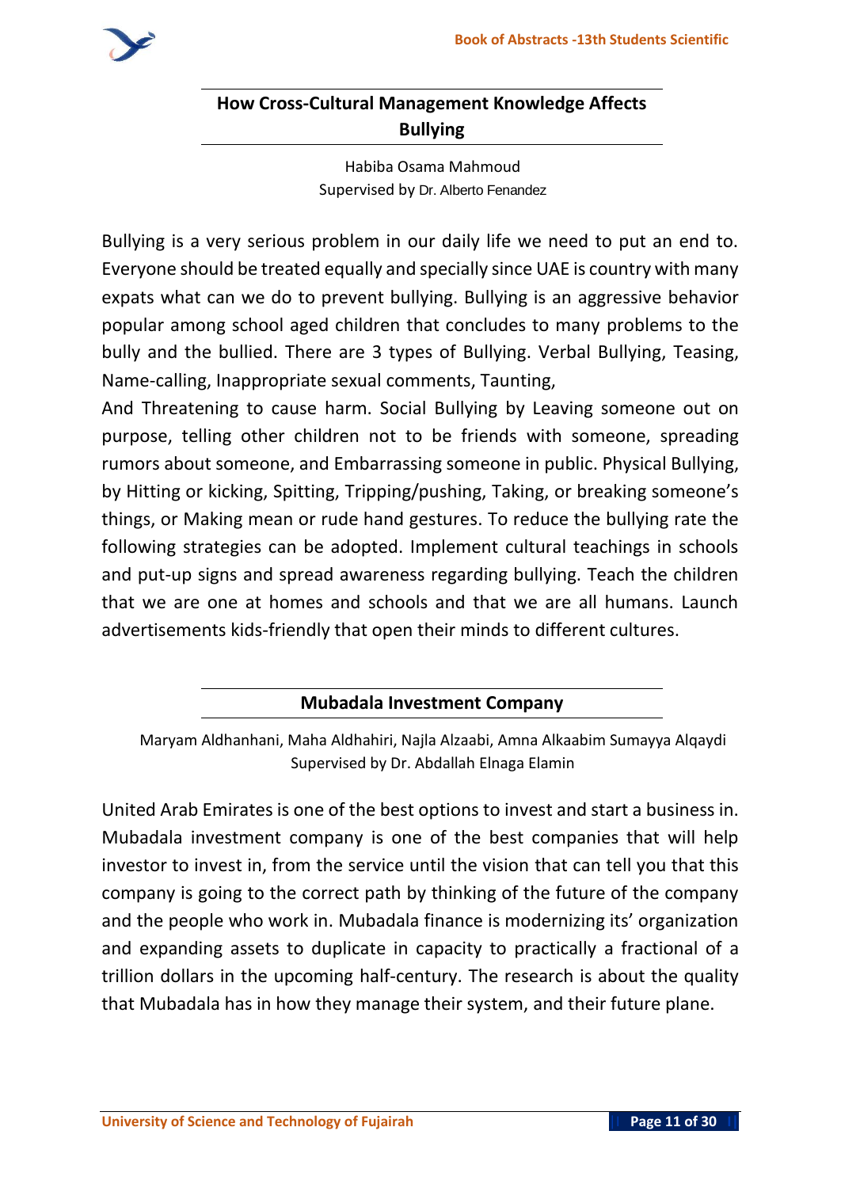## How Cross-Cultural Management Knowledge Affects Bullying

Habiba Osama Mahmoud
Supervised by Dr. Alberto Fenandez

Bullying is a very serious problem in our daily life we need to put an end to. Everyone should be treated equally and specially since UAE is country with many expats what can we do to prevent bullying. Bullying is an aggressive behavior popular among school aged children that concludes to many problems to the bully and the bullied. There are 3 types of Bullying. Verbal Bullying, Teasing, Name-calling, Inappropriate sexual comments, Taunting,
And Threatening to cause harm. Social Bullying by Leaving someone out on purpose, telling other children not to be friends with someone, spreading rumors about someone, and Embarrassing someone in public. Physical Bullying, by Hitting or kicking, Spitting, Tripping/pushing, Taking, or breaking someone's things, or Making mean or rude hand gestures. To reduce the bullying rate the following strategies can be adopted. Implement cultural teachings in schools and put-up signs and spread awareness regarding bullying. Teach the children that we are one at homes and schools and that we are all humans. Launch advertisements kids-friendly that open their minds to different cultures.

## Mubadala Investment Company

Maryam Aldhanhani, Maha Aldhahiri, Najla Alzaabi, Amna Alkaabim Sumayya Alqaydi
Supervised by Dr. Abdallah Elnaga Elamin

United Arab Emirates is one of the best options to invest and start a business in. Mubadala investment company is one of the best companies that will help investor to invest in, from the service until the vision that can tell you that this company is going to the correct path by thinking of the future of the company and the people who work in. Mubadala finance is modernizing its' organization and expanding assets to duplicate in capacity to practically a fractional of a trillion dollars in the upcoming half-century. The research is about the quality that Mubadala has in how they manage their system, and their future plane.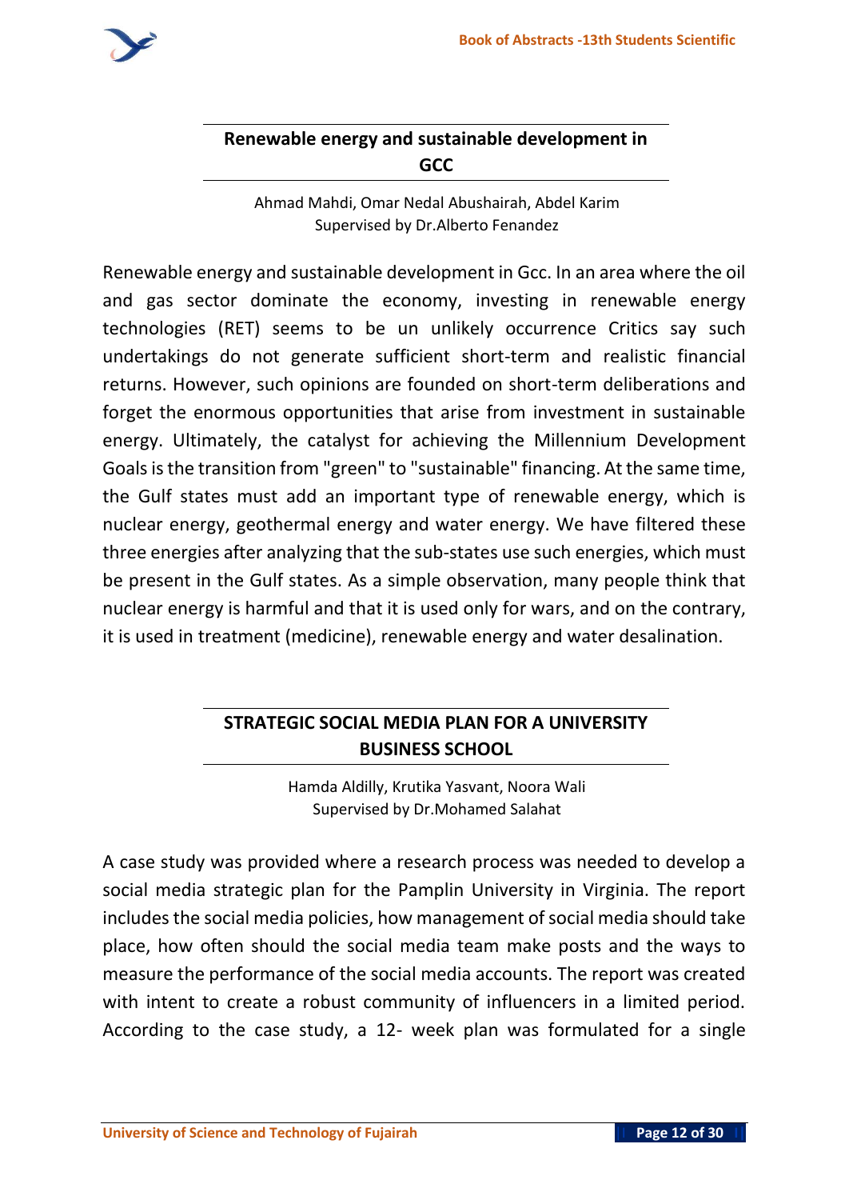## Renewable energy and sustainable development in GCC

Ahmad Mahdi, Omar Nedal Abushairah, Abdel Karim
Supervised by Dr.Alberto Fenandez

Renewable energy and sustainable development in Gcc. In an area where the oil and gas sector dominate the economy, investing in renewable energy technologies (RET) seems to be un unlikely occurrence Critics say such undertakings do not generate sufficient short-term and realistic financial returns. However, such opinions are founded on short-term deliberations and forget the enormous opportunities that arise from investment in sustainable energy. Ultimately, the catalyst for achieving the Millennium Development Goals is the transition from "green" to "sustainable" financing. At the same time, the Gulf states must add an important type of renewable energy, which is nuclear energy, geothermal energy and water energy. We have filtered these three energies after analyzing that the sub-states use such energies, which must be present in the Gulf states. As a simple observation, many people think that nuclear energy is harmful and that it is used only for wars, and on the contrary, it is used in treatment (medicine), renewable energy and water desalination.

## STRATEGIC SOCIAL MEDIA PLAN FOR A UNIVERSITY BUSINESS SCHOOL

Hamda Aldilly, Krutika Yasvant, Noora Wali
Supervised by Dr.Mohamed Salahat

A case study was provided where a research process was needed to develop a social media strategic plan for the Pamplin University in Virginia. The report includes the social media policies, how management of social media should take place, how often should the social media team make posts and the ways to measure the performance of the social media accounts. The report was created with intent to create a robust community of influencers in a limited period. According to the case study, a 12- week plan was formulated for a single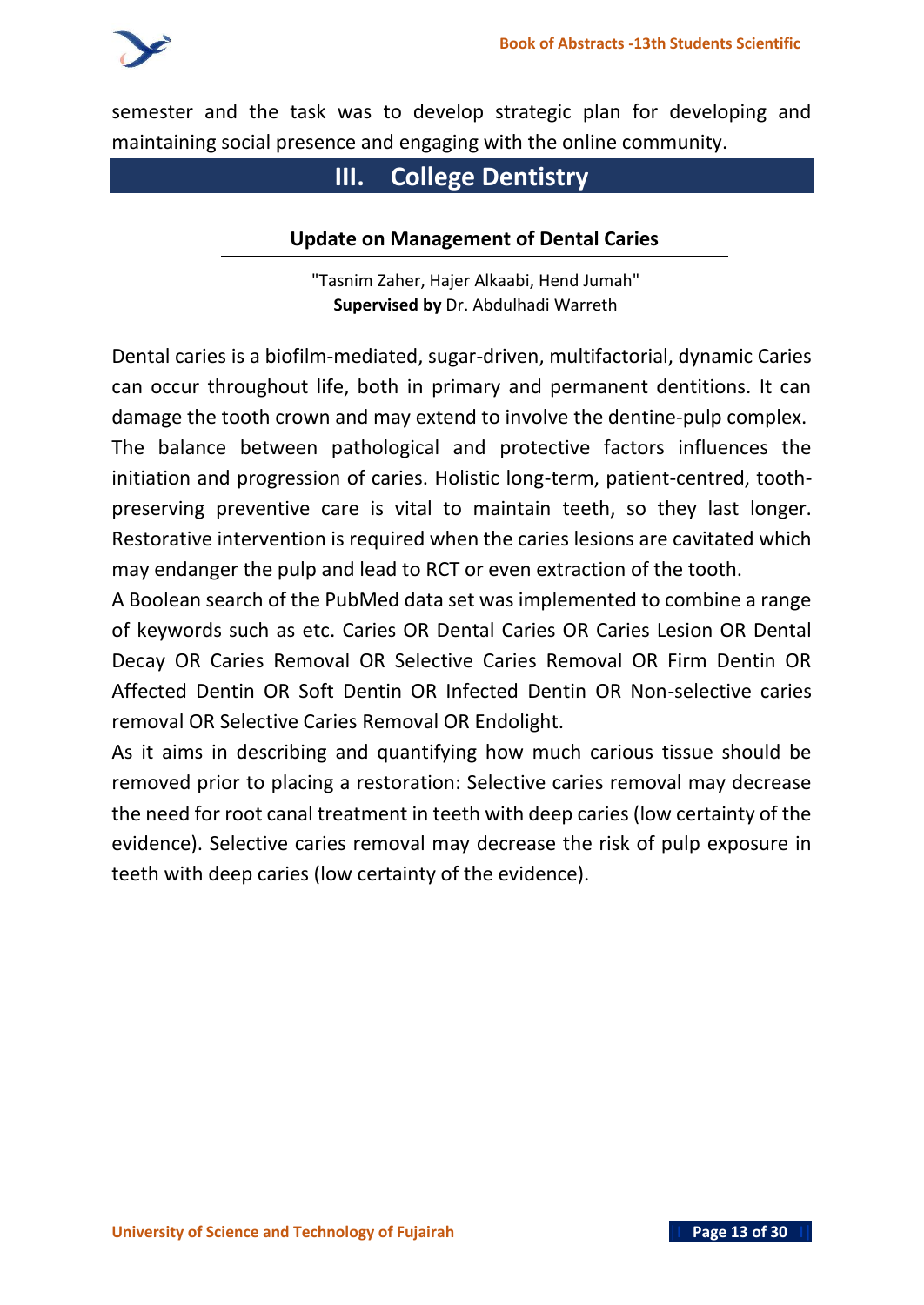semester and the task was to develop strategic plan for developing and maintaining social presence and engaging with the online community.

# III. College Dentistry

### Update on Management of Dental Caries

"Tasnim Zaher, Hajer Alkaabi, Hend Jumah"
**Supervised by** Dr. Abdulhadi Warreth

Dental caries is a biofilm-mediated, sugar-driven, multifactorial, dynamic Caries can occur throughout life, both in primary and permanent dentitions. It can damage the tooth crown and may extend to involve the dentine-pulp complex. The balance between pathological and protective factors influences the initiation and progression of caries. Holistic long-term, patient-centred, tooth-preserving preventive care is vital to maintain teeth, so they last longer. Restorative intervention is required when the caries lesions are cavitated which may endanger the pulp and lead to RCT or even extraction of the tooth.

A Boolean search of the PubMed data set was implemented to combine a range of keywords such as etc. Caries OR Dental Caries OR Caries Lesion OR Dental Decay OR Caries Removal OR Selective Caries Removal OR Firm Dentin OR Affected Dentin OR Soft Dentin OR Infected Dentin OR Non-selective caries removal OR Selective Caries Removal OR Endolight.

As it aims in describing and quantifying how much carious tissue should be removed prior to placing a restoration: Selective caries removal may decrease the need for root canal treatment in teeth with deep caries (low certainty of the evidence). Selective caries removal may decrease the risk of pulp exposure in teeth with deep caries (low certainty of the evidence).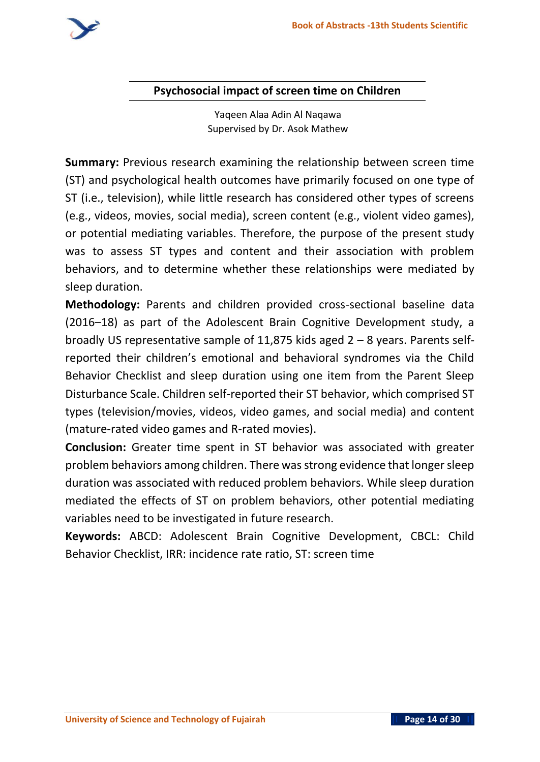## Psychosocial impact of screen time on Children

Yaqeen Alaa Adin Al Naqawa
Supervised by Dr. Asok Mathew

**Summary:** Previous research examining the relationship between screen time (ST) and psychological health outcomes have primarily focused on one type of ST (i.e., television), while little research has considered other types of screens (e.g., videos, movies, social media), screen content (e.g., violent video games), or potential mediating variables. Therefore, the purpose of the present study was to assess ST types and content and their association with problem behaviors, and to determine whether these relationships were mediated by sleep duration.

**Methodology:** Parents and children provided cross-sectional baseline data (2016–18) as part of the Adolescent Brain Cognitive Development study, a broadly US representative sample of 11,875 kids aged 2 – 8 years. Parents self-reported their children's emotional and behavioral syndromes via the Child Behavior Checklist and sleep duration using one item from the Parent Sleep Disturbance Scale. Children self-reported their ST behavior, which comprised ST types (television/movies, videos, video games, and social media) and content (mature-rated video games and R-rated movies).

**Conclusion:** Greater time spent in ST behavior was associated with greater problem behaviors among children. There was strong evidence that longer sleep duration was associated with reduced problem behaviors. While sleep duration mediated the effects of ST on problem behaviors, other potential mediating variables need to be investigated in future research.

**Keywords:** ABCD: Adolescent Brain Cognitive Development, CBCL: Child Behavior Checklist, IRR: incidence rate ratio, ST: screen time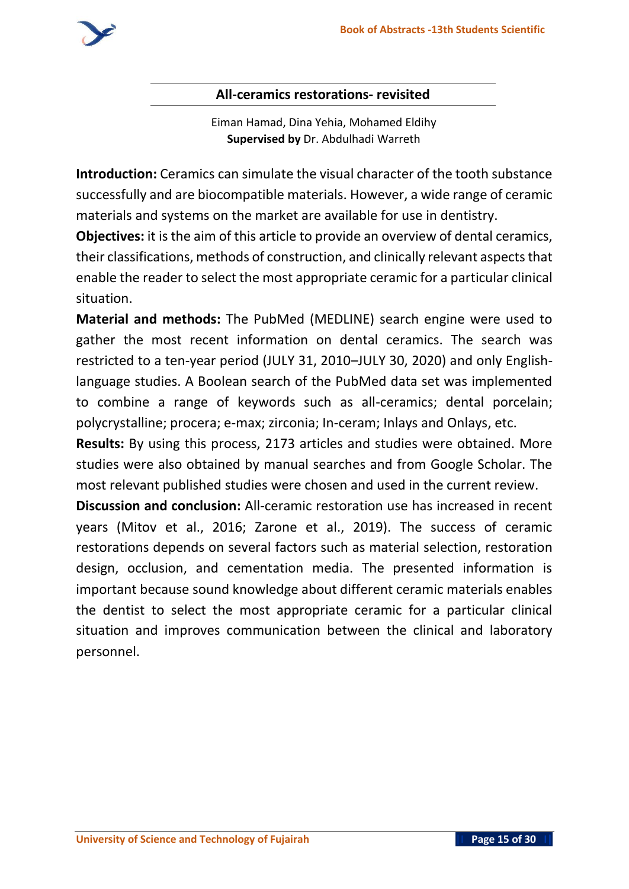## All-ceramics restorations- revisited

Eiman Hamad, Dina Yehia, Mohamed Eldihy
**Supervised by** Dr. Abdulhadi Warreth

**Introduction:** Ceramics can simulate the visual character of the tooth substance successfully and are biocompatible materials. However, a wide range of ceramic materials and systems on the market are available for use in dentistry.

**Objectives:** it is the aim of this article to provide an overview of dental ceramics, their classifications, methods of construction, and clinically relevant aspects that enable the reader to select the most appropriate ceramic for a particular clinical situation.

**Material and methods:** The PubMed (MEDLINE) search engine were used to gather the most recent information on dental ceramics. The search was restricted to a ten-year period (JULY 31, 2010–JULY 30, 2020) and only English-language studies. A Boolean search of the PubMed data set was implemented to combine a range of keywords such as all-ceramics; dental porcelain; polycrystalline; procera; e-max; zirconia; In-ceram; Inlays and Onlays, etc.

**Results:** By using this process, 2173 articles and studies were obtained. More studies were also obtained by manual searches and from Google Scholar. The most relevant published studies were chosen and used in the current review.

**Discussion and conclusion:** All-ceramic restoration use has increased in recent years (Mitov et al., 2016; Zarone et al., 2019). The success of ceramic restorations depends on several factors such as material selection, restoration design, occlusion, and cementation media. The presented information is important because sound knowledge about different ceramic materials enables the dentist to select the most appropriate ceramic for a particular clinical situation and improves communication between the clinical and laboratory personnel.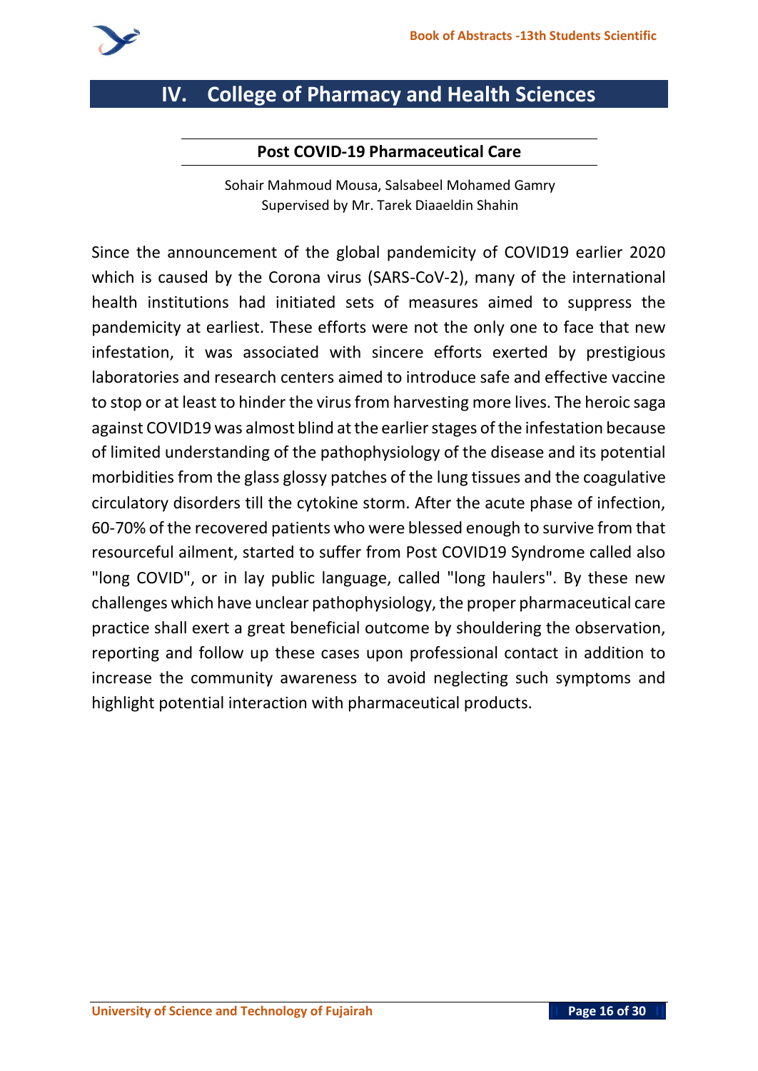# IV. College of Pharmacy and Health Sciences

## Post COVID-19 Pharmaceutical Care

Sohair Mahmoud Mousa, Salsabeel Mohamed Gamry
Supervised by Mr. Tarek Diaaeldin Shahin

Since the announcement of the global pandemicity of COVID19 earlier 2020 which is caused by the Corona virus (SARS-CoV-2), many of the international health institutions had initiated sets of measures aimed to suppress the pandemicity at earliest. These efforts were not the only one to face that new infestation, it was associated with sincere efforts exerted by prestigious laboratories and research centers aimed to introduce safe and effective vaccine to stop or at least to hinder the virus from harvesting more lives. The heroic saga against COVID19 was almost blind at the earlier stages of the infestation because of limited understanding of the pathophysiology of the disease and its potential morbidities from the glass glossy patches of the lung tissues and the coagulative circulatory disorders till the cytokine storm. After the acute phase of infection, 60-70% of the recovered patients who were blessed enough to survive from that resourceful ailment, started to suffer from Post COVID19 Syndrome called also "long COVID", or in lay public language, called "long haulers". By these new challenges which have unclear pathophysiology, the proper pharmaceutical care practice shall exert a great beneficial outcome by shouldering the observation, reporting and follow up these cases upon professional contact in addition to increase the community awareness to avoid neglecting such symptoms and highlight potential interaction with pharmaceutical products.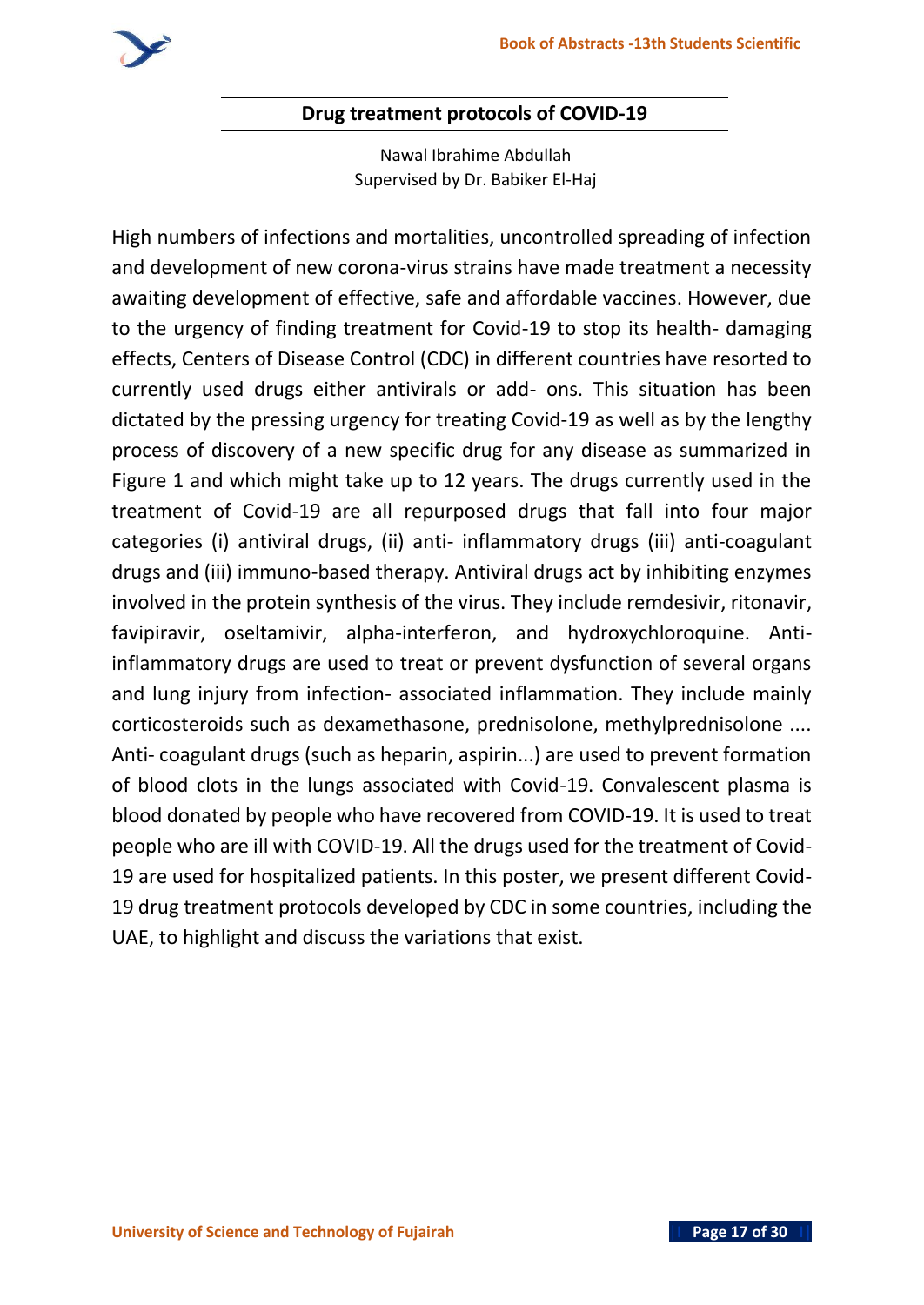## Drug treatment protocols of COVID-19

Nawal Ibrahime Abdullah
Supervised by Dr. Babiker El-Haj

High numbers of infections and mortalities, uncontrolled spreading of infection and development of new corona-virus strains have made treatment a necessity awaiting development of effective, safe and affordable vaccines. However, due to the urgency of finding treatment for Covid-19 to stop its health- damaging effects, Centers of Disease Control (CDC) in different countries have resorted to currently used drugs either antivirals or add- ons. This situation has been dictated by the pressing urgency for treating Covid-19 as well as by the lengthy process of discovery of a new specific drug for any disease as summarized in Figure 1 and which might take up to 12 years. The drugs currently used in the treatment of Covid-19 are all repurposed drugs that fall into four major categories (i) antiviral drugs, (ii) anti- inflammatory drugs (iii) anti-coagulant drugs and (iii) immuno-based therapy. Antiviral drugs act by inhibiting enzymes involved in the protein synthesis of the virus. They include remdesivir, ritonavir, favipiravir, oseltamivir, alpha-interferon, and hydroxychloroquine. Anti-inflammatory drugs are used to treat or prevent dysfunction of several organs and lung injury from infection- associated inflammation. They include mainly corticosteroids such as dexamethasone, prednisolone, methylprednisolone .... Anti- coagulant drugs (such as heparin, aspirin...) are used to prevent formation of blood clots in the lungs associated with Covid-19. Convalescent plasma is blood donated by people who have recovered from COVID-19. It is used to treat people who are ill with COVID-19. All the drugs used for the treatment of Covid-19 are used for hospitalized patients. In this poster, we present different Covid-19 drug treatment protocols developed by CDC in some countries, including the UAE, to highlight and discuss the variations that exist.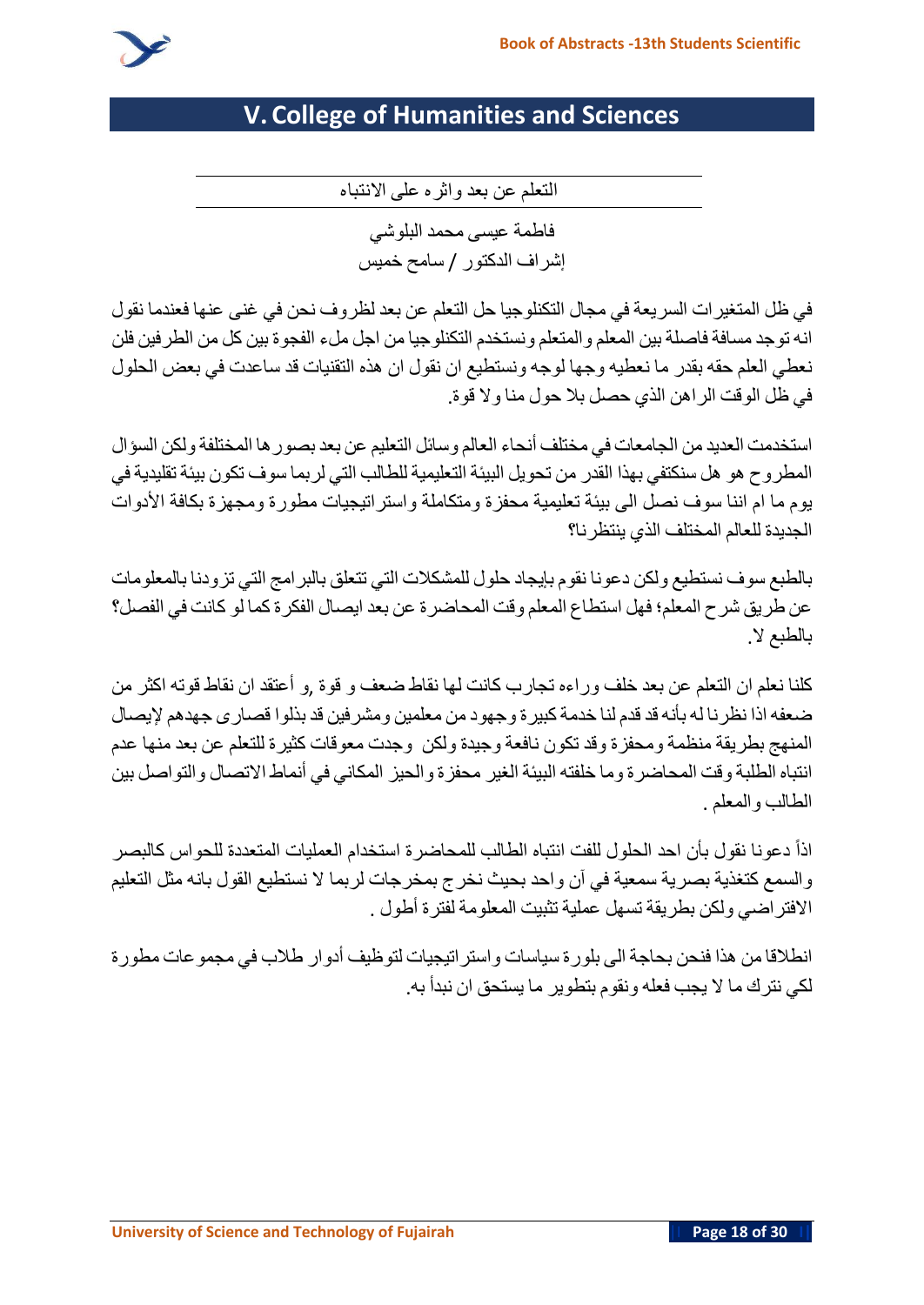## V. College of Humanities and Sciences

### التعلم عن بعد واثره على الانتباه

فاطمة عيسى محمد البلوشي

إشراف الدكتور / سامح خميس

في ظل المتغيرات السريعة في مجال التكنلوجيا حل التعلم عن بعد لظروف نحن في غنى عنها فعندما نقول انه توجد مسافة فاصلة بين المعلم والمتعلم ونستخدم التكنلوجيا من اجل ملء الفجوة بين كل من الطرفين فلن نعطي العلم حقه بقدر ما نعطيه وجها لوجه ونستطيع ان نقول ان هذه التقنيات قد ساعدت في بعض الحلول في ظل الوقت الراهن الذي حصل بلا حول منا ولا قوة.

استخدمت العديد من الجامعات في مختلف أنحاء العالم وسائل التعليم عن بعد بصورها المختلفة ولكن السؤال المطروح هو هل سنكتفي بهذا القدر من تحويل البيئة التعليمية للطالب التي لربما سوف تكون بيئة تقليدية في يوم ما ام اننا سوف نصل الى بيئة تعليمية محفزة ومتكاملة واستراتيجيات مطورة ومجهزة بكافة الأدوات الجديدة للعالم المختلف الذي ينتظرنا؟

بالطبع سوف نستطيع ولكن دعونا نقوم بإيجاد حلول للمشكلات التي تتعلق بالبرامج التي تزودنا بالمعلومات عن طريق شرح المعلم؛ فهل استطاع المعلم وقت المحاضرة عن بعد ايصال الفكرة كما لو كانت في الفصل؟ بالطبع لا.

كلنا نعلم ان التعلم عن بعد خلف وراءه تجارب كانت لها نقاط ضعف و قوة ,و أعتقد ان نقاط قوته اكثر من ضعفه اذا نظرنا له بأنه قد قدم لنا خدمة كبيرة وجهود من معلمين ومشرفين قد بذلوا قصارى جهدهم لإيصال المنهج بطريقة منظمة ومحفزة وقد تكون نافعة وجيدة ولكن وجدت معوقات كثيرة للتعلم عن بعد منها عدم انتباه الطلبة وقت المحاضرة وما خلفته البيئة الغير محفزة والحيز المكاني في أنماط الاتصال والتواصل بين الطالب والمعلم .

اذاً دعونا نقول بأن احد الحلول للفت انتباه الطالب للمحاضرة استخدام العمليات المتعددة للحواس كالبصر والسمع كتغذية بصرية سمعية في آن واحد بحيث نخرج بمخرجات لربما لا نستطيع القول بانه مثل التعليم الافتراضي ولكن بطريقة تسهل عملية تثبيت المعلومة لفترة أطول .

انطلاقا من هذا فنحن بحاجة الى بلورة سياسات واستراتيجيات لتوظيف أدوار طلاب في مجموعات مطورة لكي نترك ما لا يجب فعله ونقوم بتطوير ما يستحق ان نبدأ به.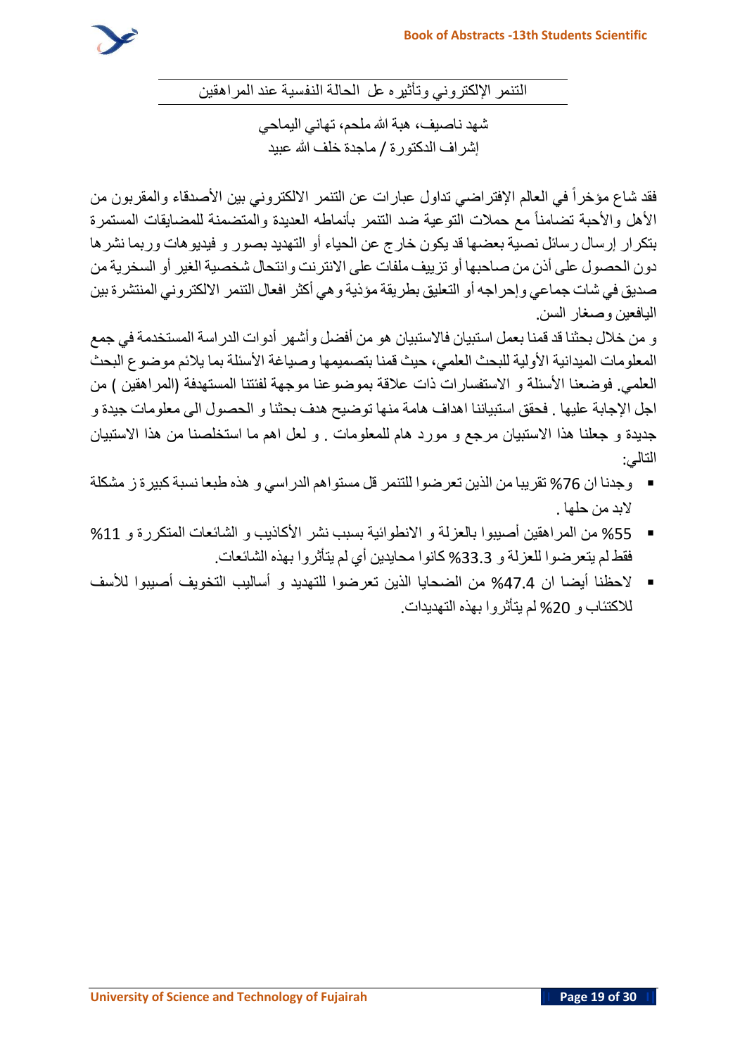## التنمر الإلكتروني وتأثيره عل الحالة النفسية عند المراهقين

شهد ناصيف، هبة الله ملحم، تهاني اليماحي
إشراف الدكتورة / ماجدة خلف الله عبيد

فقد شاع مؤخراً في العالم الإفتراضي تداول عبارات عن التنمر الالكتروني بين الأصدقاء والمقربون من الأهل والأحبة تضامناً مع حملات التوعية ضد التنمر بأنماطه العديدة والمتضمنة للمضايقات المستمرة بتكرار إرسال رسائل نصية بعضها قد يكون خارج عن الحياء أو التهديد بصور و فيديوهات وربما نشرها دون الحصول على أذن من صاحبها أو تزييف ملفات على الانترنت وانتحال شخصية الغير أو السخرية من صديق في شات جماعي وإحراجه أو التعليق بطريقة مؤذية وهي أكثر افعال التنمر الالكتروني المنتشرة بين اليافعين وصغار السن.

و من خلال بحثنا قد قمنا بعمل استبيان فالاستبيان هو من أفضل وأشهر أدوات الدراسة المستخدمة في جمع المعلومات الميدانية الأولية للبحث العلمي، حيث قمنا بتصميمها وصياغة الأسئلة بما يلائم موضوع البحث العلمي. فوضعنا الأسئلة و الاستفسارات ذات علاقة بموضوعنا موجهة لفئتنا المستهدفة (المراهقين ) من اجل الإجابة عليها . فحقق استبياننا اهداف هامة منها توضيح هدف بحثنا و الحصول الى معلومات جيدة و جديدة و جعلنا هذا الاستبيان مرجع و مورد هام للمعلومات . و لعل اهم ما استخلصنا من هذا الاستبيان التالي:

- وجدنا ان 76% تقريبا من الذين تعرضوا للتنمر قل مستواهم الدراسي و هذه طبعا نسبة كبيرة ز مشكلة لابد من حلها .
- 55% من المراهقين أصيبوا بالعزلة و الانطوائية بسبب نشر الأكاذيب و الشائعات المتكررة و 11% فقط لم يتعرضوا للعزلة و 33.3% كانوا محايدين أي لم يتأثروا بهذه الشائعات.
- لاحظنا أيضا ان 47.4% من الضحايا الذين تعرضوا للتهديد و أساليب التخويف أصيبوا للأسف للاكتئاب و 20% لم يتأثروا بهذه التهديدات.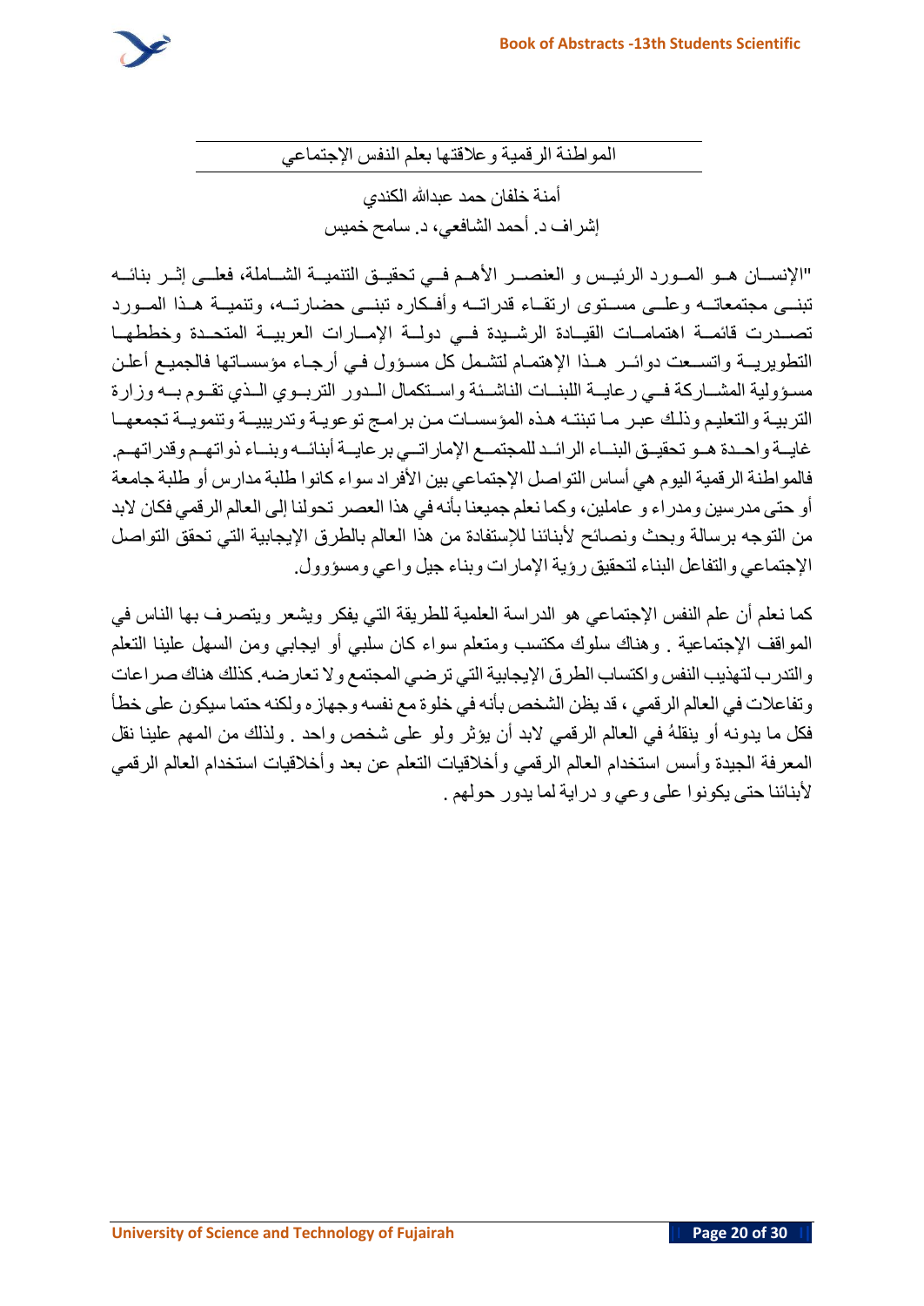## المواطنة الرقمية وعلاقتها بعلم النفس الإجتماعي

أمنة خلفان حمد عبدالله الكندي

إشراف د. أحمد الشافعي، د. سامح خميس

"الإنسان هو المورد الرئيس و العنصر الأهم في تحقيق التنمية الشاملة، فعلى إثر بنائه تبنى مجتمعاته وعلى مستوى ارتقاء قدراته وأفكاره تبنى حضارته، وتنمية هذا المورد تصدرت قائمة اهتمامات القيادة الرشيدة في دولة الإمارات العربية المتحدة وخططها التطويرية واتسعت دوائر هذا الإهتمام لتشمل كل مسؤول في أرجاء مؤسساتها فالجميع أعلن مسؤولية المشاركة في رعاية اللبنات الناشئة واستكمال الدور التربوي الذي تقوم به وزارة التربية والتعليم وذلك عبر ما تبنته هذه المؤسسات من برامج توعوية وتدريبية وتنموية تجمعها غاية واحدة هو تحقيق البناء الرائد للمجتمع الإماراتي برعاية أبنائه وبناء ذواتهم وقدراتهم. فالمواطنة الرقمية اليوم هي أساس التواصل الإجتماعي بين الأفراد سواء كانوا طلبة مدارس أو طلبة جامعة أو حتى مدرسين ومدراء و عاملين، وكما نعلم جميعنا بأنه في هذا العصر تحولنا إلى العالم الرقمي فكان لابد من التوجه برسالة وبحث ونصائح لأبنائنا للإستفادة من هذا العالم بالطرق الإيجابية التي تحقق التواصل الإجتماعي والتفاعل البناء لتحقيق رؤية الإمارات وبناء جيل واعي ومسؤوول.

كما نعلم أن علم النفس الإجتماعي هو الدراسة العلمية للطريقة التي يفكر ويشعر ويتصرف بها الناس في المواقف الإجتماعية . وهناك سلوك مكتسب ومتعلم سواء كان سلبي أو ايجابي ومن السهل علينا التعلم والتدرب لتهذيب النفس واكتساب الطرق الإيجابية التي ترضي المجتمع ولا تعارضه. كذلك هناك صراعات وتفاعلات في العالم الرقمي ، قد يظن الشخص بأنه في خلوة مع نفسه وجهازه ولكنه حتما سيكون على خطأ فكل ما يدونه أو ينقلهُ في العالم الرقمي لابد أن يؤثر ولو على شخص واحد . ولذلك من المهم علينا نقل المعرفة الجيدة وأسس استخدام العالم الرقمي وأخلاقيات التعلم عن بعد وأخلاقيات استخدام العالم الرقمي لأبنائنا حتى يكونوا على وعي و دراية لما يدور حولهم .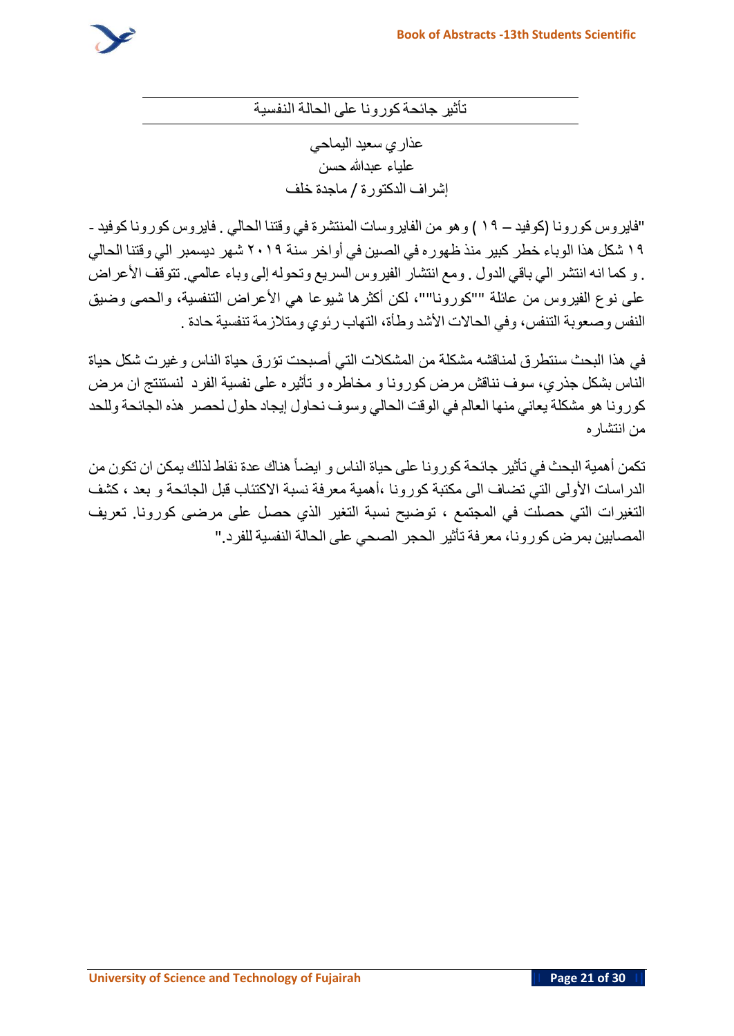## تأثير جائحة كورونا على الحالة النفسية

عذاري سعيد اليماحي
علياء عبدالله حسن
إشراف الدكتورة / ماجدة خلف

"فايروس كورونا (كوفيد – ١٩ ) وهو من الفايروسات المنتشرة في وقتنا الحالي . فايروس كورونا كوفيد - ١٩ شكل هذا الوباء خطر كبير منذ ظهوره في الصين في أواخر سنة ٢٠١٩ شهر ديسمبر الي وقتنا الحالي . و كما انه انتشر الي باقي الدول . ومع انتشار الفيروس السريع وتحوله إلى وباء عالمي. تتوقف الأعراض على نوع الفيروس من عائلة ""كورونا""، لكن أكثرها شيوعا هي الأعراض التنفسية، والحمى وضيق النفس وصعوبة التنفس، وفي الحالات الأشد وطأة، التهاب رئوي ومتلازمة تنفسية حادة .

في هذا البحث سنتطرق لمناقشه مشكلة من المشكلات التي أصبحت تؤرق حياة الناس وغيرت شكل حياة الناس بشكل جذري، سوف نناقش مرض كورونا و مخاطره و تأثيره على نفسية الفرد لنستنتج ان مرض كورونا هو مشكلة يعاني منها العالم في الوقت الحالي وسوف نحاول إيجاد حلول لحصر هذه الجائحة وللحد من انتشاره

تكمن أهمية البحث في تأثير جائحة كورونا على حياة الناس و ايضاً هناك عدة نقاط لذلك يمكن ان تكون من الدراسات الأولى التي تضاف الى مكتبة كورونا ،أهمية معرفة نسبة الاكتئاب قبل الجائحة و بعد ، كشف التغيرات التي حصلت في المجتمع ، توضيح نسبة التغير الذي حصل على مرضى كورونا. تعريف المصابين بمرض كورونا، معرفة تأثير الحجر الصحي على الحالة النفسية للفرد."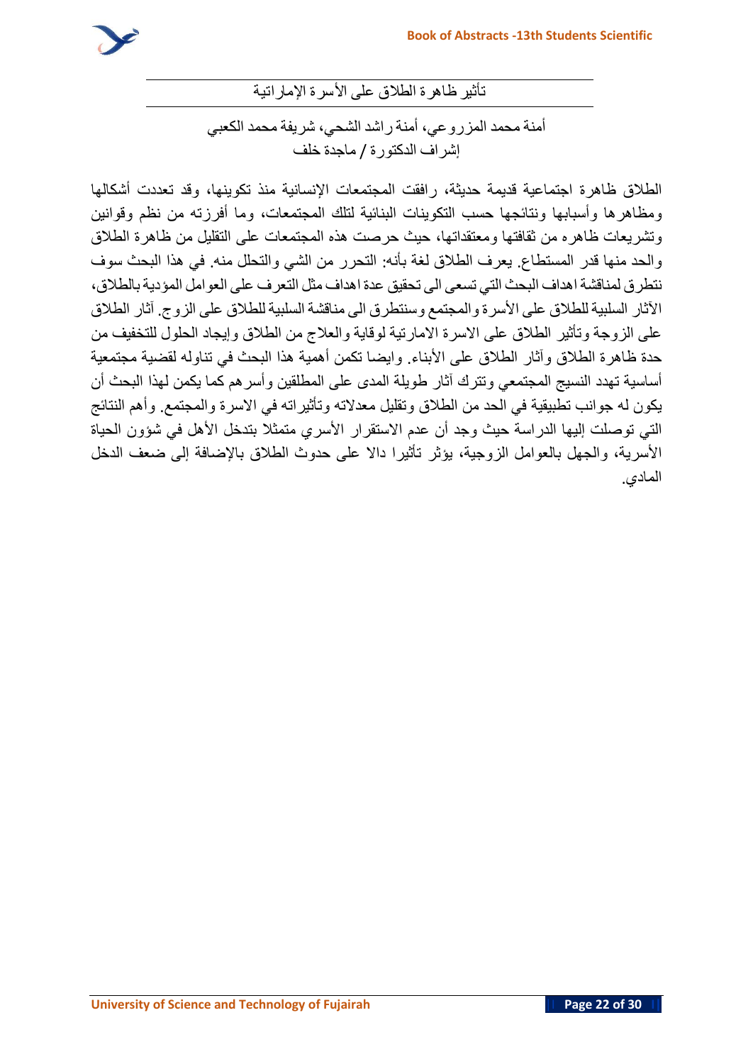## تأثير ظاهرة الطلاق على الأسرة الإماراتية

أمنة محمد المزروعي، أمنة راشد الشحي، شريفة محمد الكعبي

إشراف الدكتورة / ماجدة خلف

الطلاق ظاهرة اجتماعية قديمة حديثة، رافقت المجتمعات الإنسانية منذ تكوينها، وقد تعددت أشكالها ومظاهرها وأسبابها ونتائجها حسب التكوينات البنائية لتلك المجتمعات، وما أفرزته من نظم وقوانين وتشريعات ظاهره من ثقافتها ومعتقداتها، حيث حرصت هذه المجتمعات على التقليل من ظاهرة الطلاق والحد منها قدر المستطاع. يعرف الطلاق لغة بأنه: التحرر من الشي والتحلل منه. في هذا البحث سوف نتطرق لمناقشة اهداف البحث التي تسعى الى تحقيق عدة اهداف مثل التعرف على العوامل المؤدية بالطلاق، الآثار السلبية للطلاق على الأسرة والمجتمع وسنتطرق الى مناقشة السلبية للطلاق على الزوج. آثار الطلاق على الزوجة وتأثير الطلاق على الاسرة الامارتية لوقاية والعلاج من الطلاق وإيجاد الحلول للتخفيف من حدة ظاهرة الطلاق وآثار الطلاق على الأبناء. وايضا تكمن أهمية هذا البحث في تناوله لقضية مجتمعية أساسية تهدد النسيج المجتمعي وتترك آثار طويلة المدى على المطلقين وأسرهم كما يكمن لهذا البحث أن يكون له جوانب تطبيقية في الحد من الطلاق وتقليل معدلاته وتأثيراته في الاسرة والمجتمع. وأهم النتائج التي توصلت إليها الدراسة حيث وجد أن عدم الاستقرار الأسري متمثلا بتدخل الأهل في شؤون الحياة الأسرية، والجهل بالعوامل الزوجية، يؤثر تأثيرا دالا على حدوث الطلاق بالإضافة إلى ضعف الدخل المادي.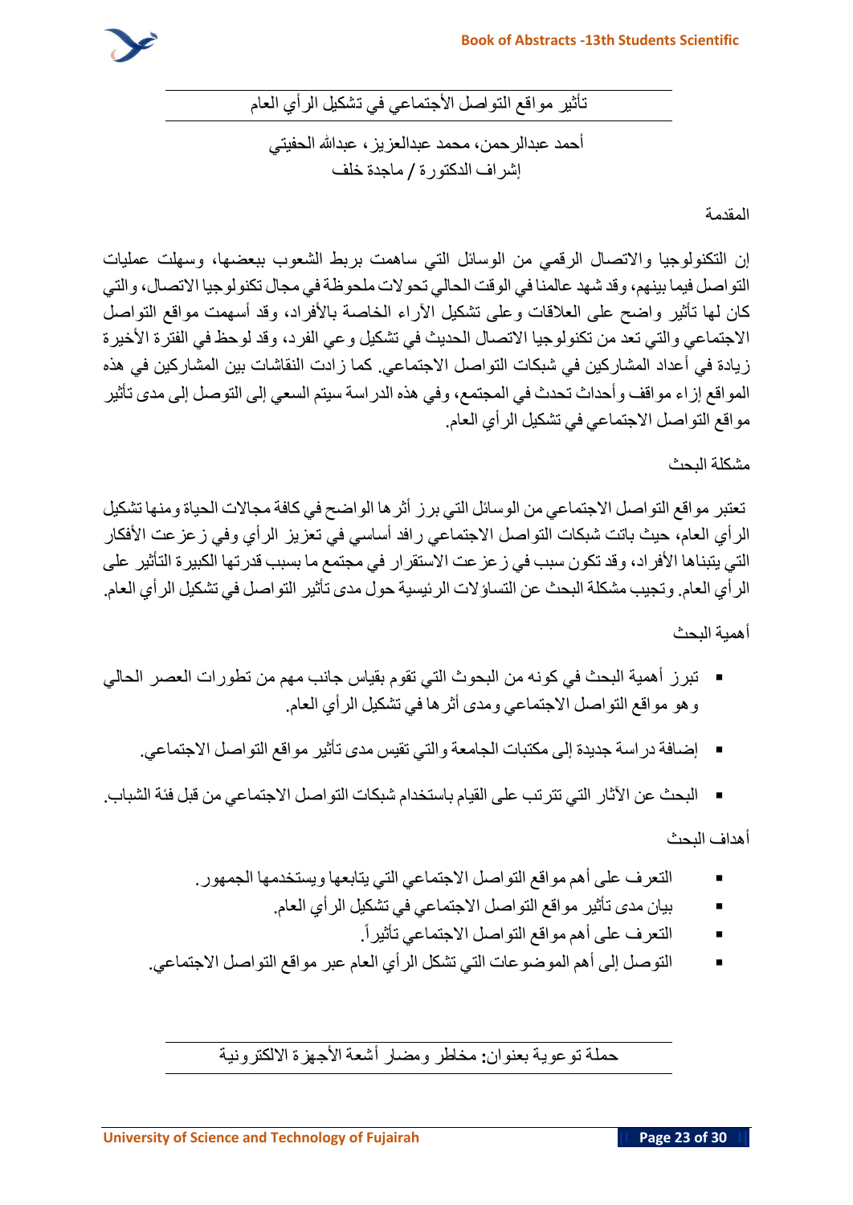## تأثير مواقع التواصل الأجتماعي في تشكيل الرأي العام

أحمد عبدالرحمن، محمد عبدالعزيز، عبدالله الحفيتي
إشراف الدكتورة / ماجدة خلف

### المقدمة

إن التكنولوجيا والاتصال الرقمي من الوسائل التي ساهمت بربط الشعوب ببعضها، وسهلت عمليات التواصل فيما بينهم، وقد شهد عالمنا في الوقت الحالي تحولات ملحوظة في مجال تكنولوجيا الاتصال، والتي كان لها تأثير واضح على العلاقات وعلى تشكيل الآراء الخاصة بالأفراد، وقد أسهمت مواقع التواصل الاجتماعي والتي تعد من تكنولوجيا الاتصال الحديث في تشكيل وعي الفرد، وقد لوحظ في الفترة الأخيرة زيادة في أعداد المشاركين في شبكات التواصل الاجتماعي. كما زادت النقاشات بين المشاركين في هذه المواقع إزاء مواقف وأحداث تحدث في المجتمع، وفي هذه الدراسة سيتم السعي إلى التوصل إلى مدى تأثير مواقع التواصل الاجتماعي في تشكيل الرأي العام.

### مشكلة البحث

تعتبر مواقع التواصل الاجتماعي من الوسائل التي برز أثرها الواضح في كافة مجالات الحياة ومنها تشكيل الرأي العام، حيث باتت شبكات التواصل الاجتماعي رافد أساسي في تعزيز الرأي وفي زعزعت الأفكار التي يتبناها الأفراد، وقد تكون سبب في زعزعت الاستقرار في مجتمع ما بسبب قدرتها الكبيرة التأثير على الرأي العام. وتجيب مشكلة البحث عن التساؤلات الرئيسية حول مدى تأثير التواصل في تشكيل الرأي العام.

### أهمية البحث

- تبرز أهمية البحث في كونه من البحوث التي تقوم بقياس جانب مهم من تطورات العصر الحالي وهو مواقع التواصل الاجتماعي ومدى أثرها في تشكيل الرأي العام.
- إضافة دراسة جديدة إلى مكتبات الجامعة والتي تقيس مدى تأثير مواقع التواصل الاجتماعي.
- البحث عن الآثار التي تترتب على القيام باستخدام شبكات التواصل الاجتماعي من قبل فئة الشباب.

### أهداف البحث

- التعرف على أهم مواقع التواصل الاجتماعي التي يتابعها ويستخدمها الجمهور.
- بيان مدى تأثير مواقع التواصل الاجتماعي في تشكيل الرأي العام.
- التعرف على أهم مواقع التواصل الاجتماعي تأثيراً.
- التوصل إلى أهم الموضوعات التي تشكل الرأي العام عبر مواقع التواصل الاجتماعي.

## حملة توعوية بعنوان: مخاطر ومضار أشعة الأجهزة الالكترونية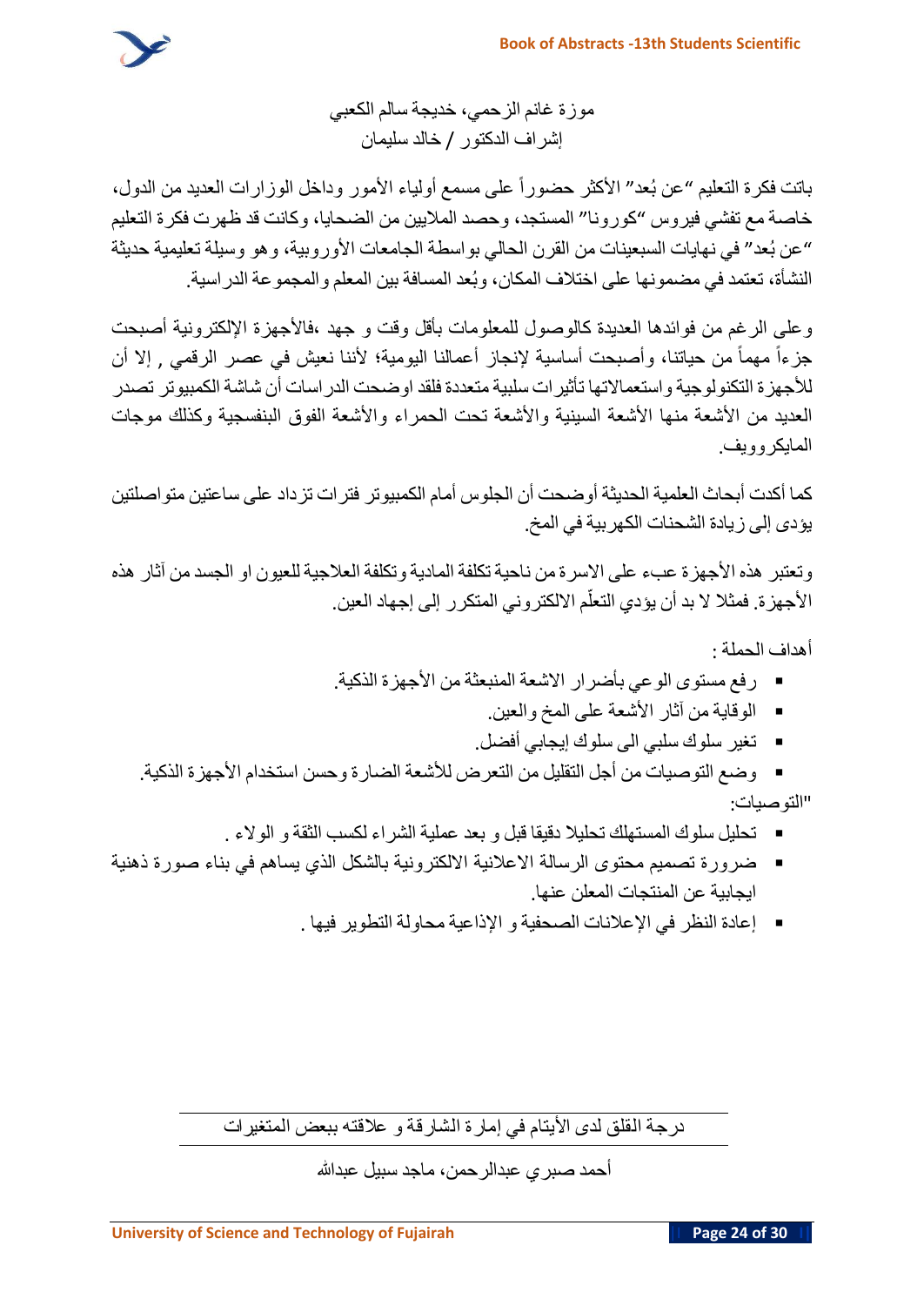موزة غانم الزحمي، خديجة سالم الكعبي
إشراف الدكتور / خالد سليمان

باتت فكرة التعليم "عن بُعد" الأكثر حضوراً على مسمع أولياء الأمور وداخل الوزارات العديد من الدول، خاصة مع تفشي فيروس "كورونا" المستجد، وحصد الملايين من الضحايا، وكانت قد ظهرت فكرة التعليم "عن بُعد" في نهايات السبعينات من القرن الحالي بواسطة الجامعات الأوروبية، وهو وسيلة تعليمية حديثة النشأة، تعتمد في مضمونها على اختلاف المكان، وبُعد المسافة بين المعلم والمجموعة الدراسية.

وعلى الرغم من فوائدها العديدة كالوصول للمعلومات بأقل وقت و جهد ،فالأجهزة الإلكترونية أصبحت جزءاً مهماً من حياتنا، وأصبحت أساسية لإنجاز أعمالنا اليومية؛ لأننا نعيش في عصر الرقمي , إلا أن للأجهزة التكنولوجية واستعمالاتها تأثيرات سلبية متعددة فلقد اوضحت الدراسات أن شاشة الكمبيوتر تصدر العديد من الأشعة منها الأشعة السينية والأشعة تحت الحمراء والأشعة الفوق البنفسجية وكذلك موجات المايكروويف.

كما أكدت أبحاث العلمية الحديثة أوضحت أن الجلوس أمام الكمبيوتر فترات تزداد على ساعتين متواصلتين يؤدى إلى زيادة الشحنات الكهربية في المخ.

وتعتبر هذه الأجهزة عبء على الاسرة من ناحية تكلفة المادية وتكلفة العلاجية للعيون او الجسد من آثار هذه الأجهزة. فمثلا لا بد أن يؤدي التعلّم الالكتروني المتكرر إلى إجهاد العين.

أهداف الحملة :

- رفع مستوى الوعي بأضرار الاشعة المنبعثة من الأجهزة الذكية.
- الوقاية من آثار الأشعة على المخ والعين.
- تغير سلوك سلبي الى سلوك إيجابي أفضل.
- وضع التوصيات من أجل التقليل من التعرض للأشعة الضارة وحسن استخدام الأجهزة الذكية.

"التوصيات:

- تحليل سلوك المستهلك تحليلا دقيقا قبل و بعد عملية الشراء لكسب الثقة و الولاء .
- ضرورة تصميم محتوى الرسالة الاعلانية الالكترونية بالشكل الذي يساهم في بناء صورة ذهنية ايجابية عن المنتجات المعلن عنها.
- إعادة النظر في الإعلانات الصحفية و الإذاعية محاولة التطوير فيها .

---

## درجة القلق لدى الأيتام في إمارة الشارقة و علاقته ببعض المتغيرات

أحمد صبري عبدالرحمن، ماجد سبيل عبدالله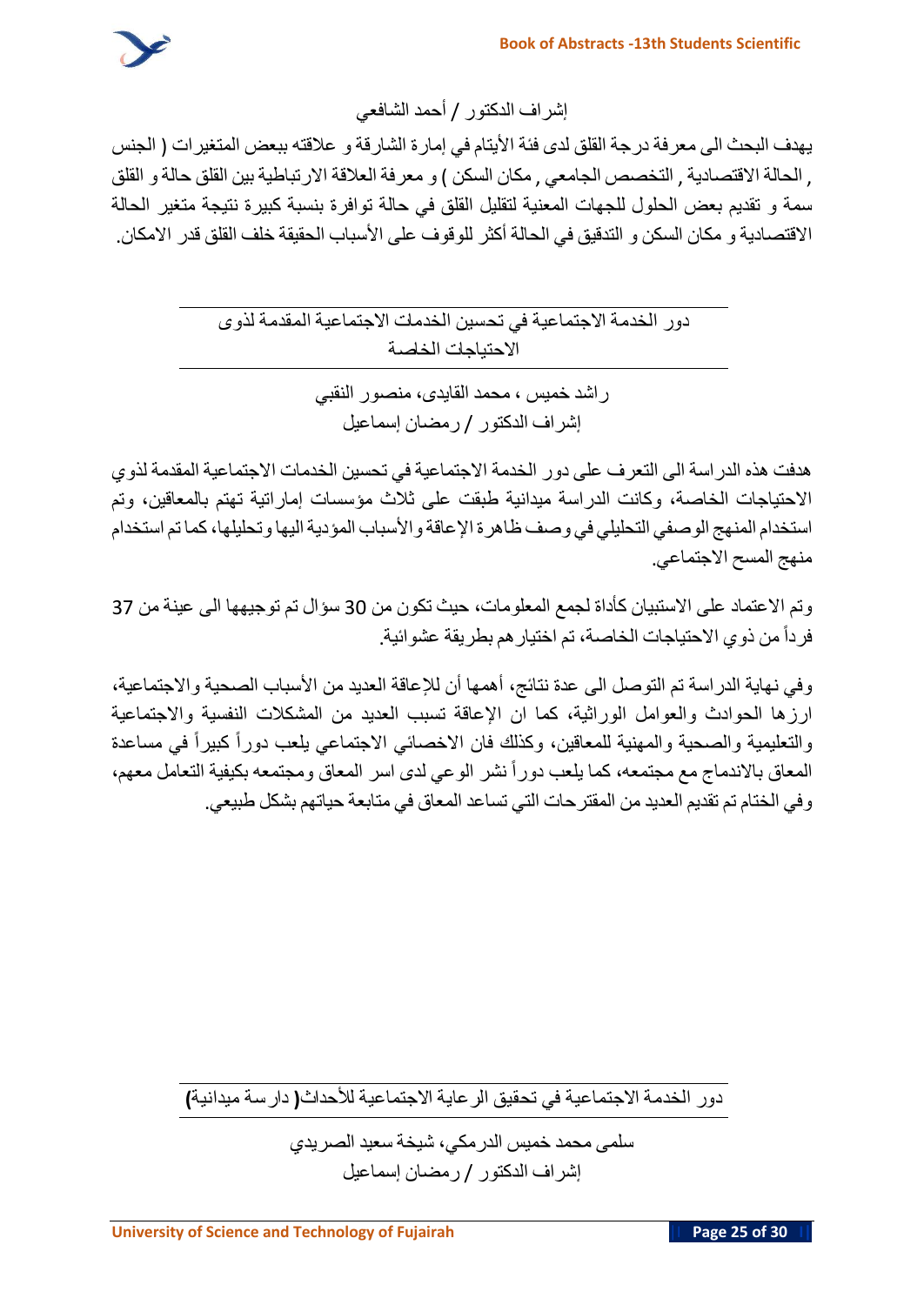إشراف الدكتور / أحمد الشافعي

يهدف البحث الى معرفة درجة القلق لدى فئة الأيتام في إمارة الشارقة و علاقته ببعض المتغيرات ( الجنس , الحالة الاقتصادية , التخصص الجامعي , مكان السكن ) و معرفة العلاقة الارتباطية بين القلق حالة و القلق سمة و تقديم بعض الحلول للجهات المعنية لتقليل القلق في حالة توافرة بنسبة كبيرة نتيجة متغير الحالة الاقتصادية و مكان السكن و التدقيق في الحالة أكثر للوقوف على الأسباب الحقيقة خلف القلق قدر الامكان.

## دور الخدمة الاجتماعية في تحسين الخدمات الاجتماعية المقدمة لذوى الاحتياجات الخاصة

راشد خميس ، محمد القايدى، منصور النقبي

إشراف الدكتور / رمضان إسماعيل

هدفت هذه الدراسة الى التعرف على دور الخدمة الاجتماعية في تحسين الخدمات الاجتماعية المقدمة لذوي الاحتياجات الخاصة، وكانت الدراسة ميدانية طبقت على ثلاث مؤسسات إماراتية تهتم بالمعاقين، وتم استخدام المنهج الوصفي التحليلي في وصف ظاهرة الإعاقة والأسباب المؤدية اليها وتحليلها، كما تم استخدام منهج المسح الاجتماعي.

وتم الاعتماد على الاستبيان كأداة لجمع المعلومات، حيث تكون من 30 سؤال تم توجيهها الى عينة من 37 فرداً من ذوي الاحتياجات الخاصة، تم اختيارهم بطريقة عشوائية.

وفي نهاية الدراسة تم التوصل الى عدة نتائج، أهمها أن للإعاقة العديد من الأسباب الصحية والاجتماعية، ارزها الحوادث والعوامل الوراثية، كما ان الإعاقة تسبب العديد من المشكلات النفسية والاجتماعية والتعليمية والصحية والمهنية للمعاقين، وكذلك فان الاخصائي الاجتماعي يلعب دوراً كبيراً في مساعدة المعاق بالاندماج مع مجتمعه، كما يلعب دوراً نشر الوعي لدى اسر المعاق ومجتمعه بكيفية التعامل معهم، وفي الختام تم تقديم العديد من المقترحات التي تساعد المعاق في متابعة حياتهم بشكل طبيعي.

## دور الخدمة الاجتماعية في تحقيق الرعاية الاجتماعية للأحداث( دراسة ميدانية)

سلمى محمد خميس الدرمكي، شيخة سعيد الصريدي

إشراف الدكتور / رمضان إسماعيل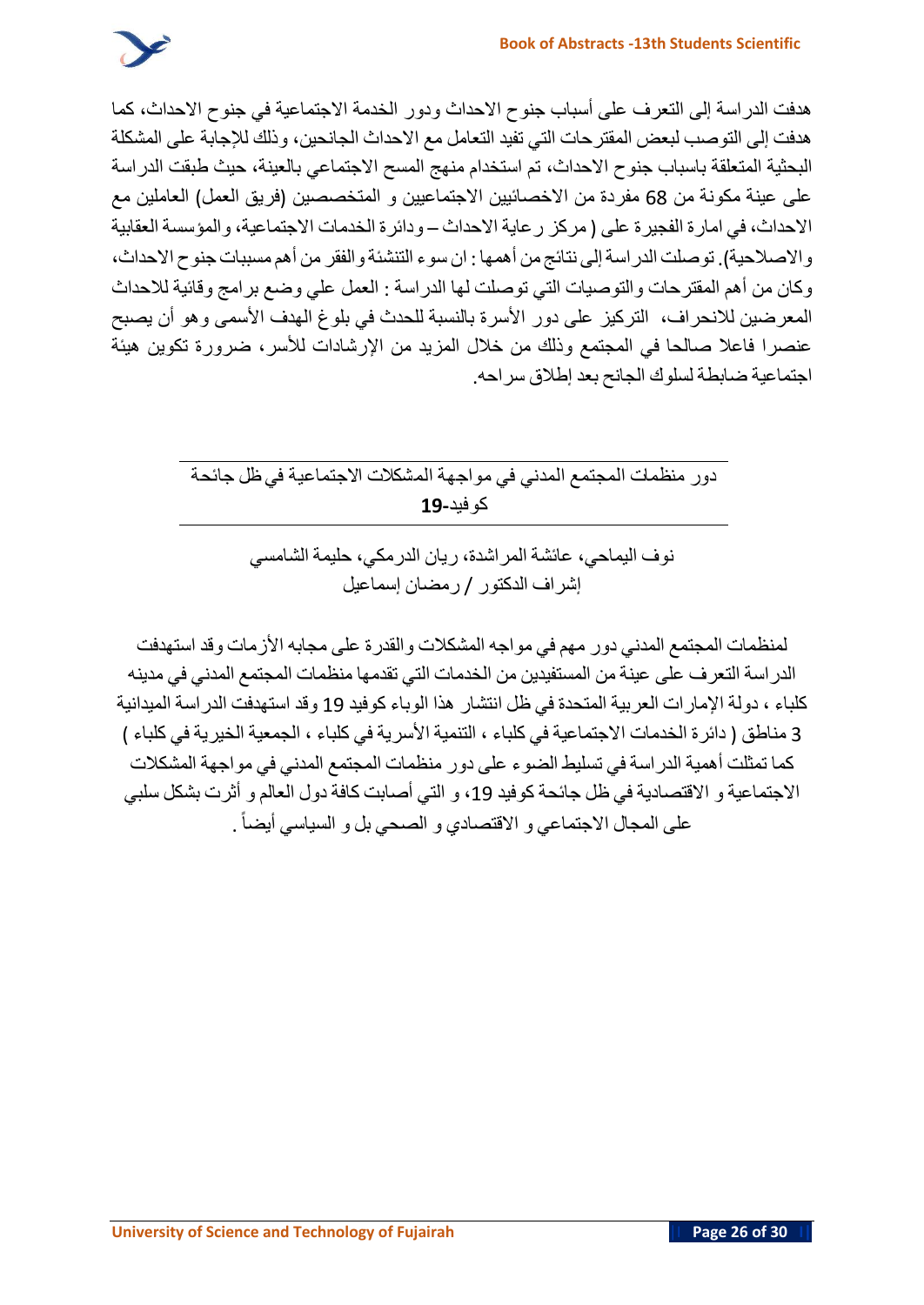هدفت الدراسة إلى التعرف على أسباب جنوح الاحداث ودور الخدمة الاجتماعية في جنوح الاحداث، كما هدفت إلى التوصب لبعض المقترحات التي تفيد التعامل مع الاحداث الجانحين، وذلك للإجابة على المشكلة البحثية المتعلقة باسباب جنوح الاحداث، تم استخدام منهج المسح الاجتماعي بالعينة، حيث طبقت الدراسة على عينة مكونة من 68 مفردة من الاخصائيين الاجتماعيين و المتخصصين (فريق العمل) العاملين مع الاحداث، في امارة الفجيرة على ( مركز رعاية الاحداث – ودائرة الخدمات الاجتماعية، والمؤسسة العقابية والاصلاحية). توصلت الدراسة إلى نتائج من أهمها : ان سوء التنشئة والفقر من أهم مسببات جنوح الاحداث، وكان من أهم المقترحات والتوصيات التي توصلت لها الدراسة : العمل علي وضع برامج وقائية للاحداث المعرضين للانحراف، التركيز على دور الأسرة بالنسبة للحدث في بلوغ الهدف الأسمى وهو أن يصبح عنصرا فاعلا صالحا في المجتمع وذلك من خلال المزيد من الإرشادات للأسر، ضرورة تكوين هيئة اجتماعية ضابطة لسلوك الجانح بعد إطلاق سراحه.

## دور منظمات المجتمع المدني في مواجهة المشكلات الاجتماعية في ظل جائحة كوفيد-19

نوف اليماحي، عائشة المراشدة، ريان الدرمكي، حليمة الشامسي

إشراف الدكتور / رمضان إسماعيل

لمنظمات المجتمع المدني دور مهم في مواجه المشكلات والقدرة على مجابه الأزمات وقد استهدفت الدراسة التعرف على عينة من المستفيدين من الخدمات التي تقدمها منظمات المجتمع المدني في مدينه كلباء ، دولة الإمارات العربية المتحدة في ظل انتشار هذا الوباء كوفيد 19 وقد استهدفت الدراسة الميدانية 3 مناطق ( دائرة الخدمات الاجتماعية في كلباء ، التنمية الأسرية في كلباء ، الجمعية الخيرية في كلباء ) كما تمثلت أهمية الدراسة في تسليط الضوء على دور منظمات المجتمع المدني في مواجهة المشكلات الاجتماعية و الاقتصادية في ظل جائحة كوفيد 19، و التي أصابت كافة دول العالم و أثرت بشكل سلبي على المجال الاجتماعي و الاقتصادي و الصحي بل و السياسي أيضاً .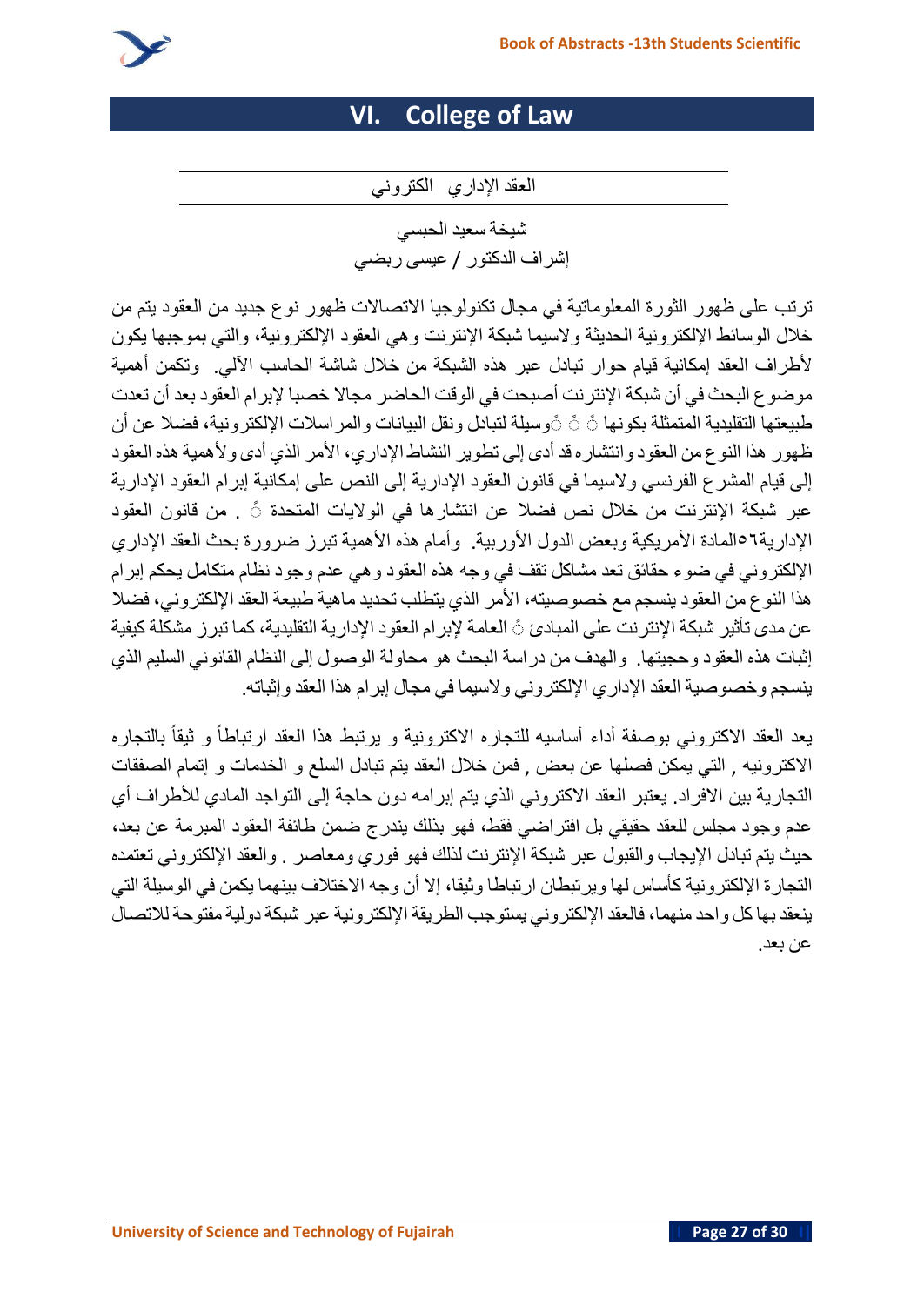# VI. College of Law

العقد الإداري الكتروني

شيخة سعيد الحبسي

إشراف الدكتور / عيسى ربضي

ترتب على ظهور الثورة المعلوماتية في مجال تكنولوجيا الاتصالات ظهور نوع جديد من العقود يتم من خلال الوسائط الإلكترونية الحديثة ولاسيما شبكة الإنترنت وهي العقود الإلكترونية، والتي بموجبها يكون لأطراف العقد إمكانية قيام حوار تبادل عبر هذه الشبكة من خلال شاشة الحاسب الآلي. وتكمن أهمية موضوع البحث في أن شبكة الإنترنت أصبحت في الوقت الحاضر مجالا خصبا لإبرام العقود بعد أن تعدت طبيعتها التقليدية المتمثلة بكونها ً ًوسيلة لتبادل ونقل البيانات والمراسلات الإلكترونية، فضلا عن أن ظهور هذا النوع من العقود وانتشاره قد أدى إلى تطوير النشاط الإداري، الأمر الذي أدى ولأهمية هذه العقود إلى قيام المشرع الفرنسي ولاسيما في قانون العقود الإدارية إلى النص على إمكانية إبرام العقود الإدارية عبر شبكة الإنترنت من خلال نص فضلا عن انتشارها في الولايات المتحدة ً . من قانون العقود الإدارية٥٦المادة الأمريكية وبعض الدول الأوربية. وأمام هذه الأهمية تبرز ضرورة بحث العقد الإداري الإلكتروني في ضوء حقائق تعد مشاكل تقف في وجه هذه العقود وهي عدم وجود نظام متكامل يحكم إبرام هذا النوع من العقود ينسجم مع خصوصيته، الأمر الذي يتطلب تحديد ماهية طبيعة العقد الإلكتروني، فضلا عن مدى تأثير شبكة الإنترنت على المبادئ ً العامة لإبرام العقود الإدارية التقليدية، كما تبرز مشكلة كيفية إثبات هذه العقود وحجيتها. والهدف من دراسة البحث هو محاولة الوصول إلى النظام القانوني السليم الذي ينسجم وخصوصية العقد الإداري الإلكتروني ولاسيما في مجال إبرام هذا العقد وإثباته.

يعد العقد الاكتروني بوصفة أداء أساسيه للتجاره الاكترونية و يرتبط هذا العقد ارتباطاً و ثيقاً بالتجاره الاكترونيه , التي يمكن فصلها عن بعض , فمن خلال العقد يتم تبادل السلع و الخدمات و إتمام الصفقات التجارية بين الافراد. يعتبر العقد الاكتروني الذي يتم إبرامه دون حاجة إلى التواجد المادي للأطراف أي عدم وجود مجلس للعقد حقيقي بل افتراضي فقط، فهو بذلك يندرج ضمن طائفة العقود المبرمة عن بعد، حيث يتم تبادل الإيجاب والقبول عبر شبكة الإنترنت لذلك فهو فوري ومعاصر . والعقد الإلكتروني تعتمده التجارة الإلكترونية كأساس لها ويرتبطان ارتباطا وثيقا، إلا أن وجه الاختلاف بينهما يكمن في الوسيلة التي ينعقد بها كل واحد منهما، فالعقد الإلكتروني يستوجب الطريقة الإلكترونية عبر شبكة دولية مفتوحة للاتصال عن بعد.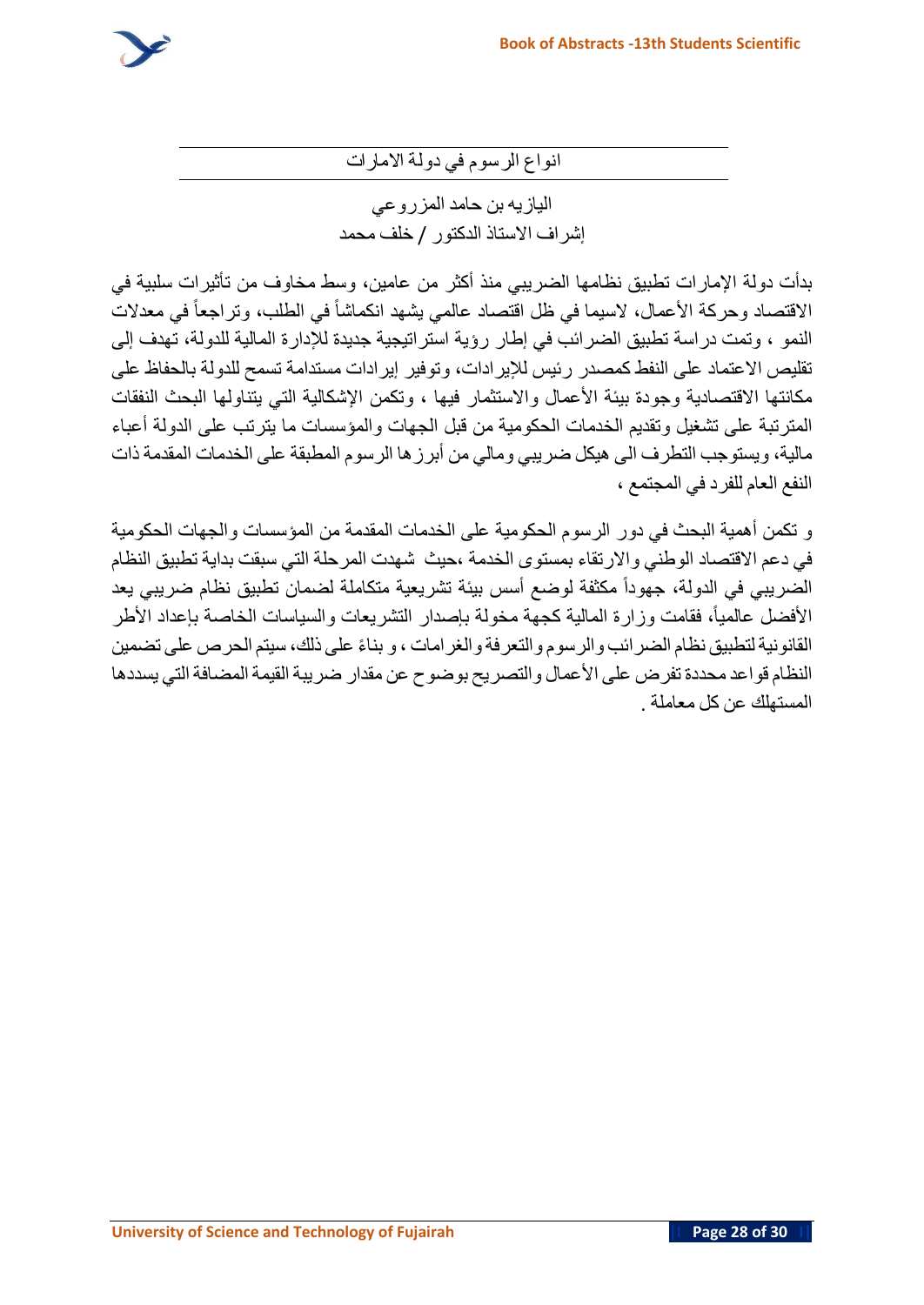## انواع الرسوم في دولة الامارات

اليازيه بن حامد المزروعي

إشراف الاستاذ الدكتور / خلف محمد

بدأت دولة الإمارات تطبيق نظامها الضريبي منذ أكثر من عامين، وسط مخاوف من تأثيرات سلبية في الاقتصاد وحركة الأعمال، لاسيما في ظل اقتصاد عالمي يشهد انكماشاً في الطلب، وتراجعاً في معدلات النمو ، وتمت دراسة تطبيق الضرائب في إطار رؤية استراتيجية جديدة للإدارة المالية للدولة، تهدف إلى تقليص الاعتماد على النفط كمصدر رئيس للإيرادات، وتوفير إيرادات مستدامة تسمح للدولة بالحفاظ على مكانتها الاقتصادية وجودة بيئة الأعمال والاستثمار فيها ، وتكمن الإشكالية التي يتناولها البحث النفقات المترتبة على تشغيل وتقديم الخدمات الحكومية من قبل الجهات والمؤسسات ما يترتب على الدولة أعباء مالية، ويستوجب التطرف الى هيكل ضريبي ومالي من أبرزها الرسوم المطبقة على الخدمات المقدمة ذات النفع العام للفرد في المجتمع ،

و تكمن أهمية البحث في دور الرسوم الحكومية على الخدمات المقدمة من المؤسسات والجهات الحكومية في دعم الاقتصاد الوطني والارتقاء بمستوى الخدمة ،حيث شهدت المرحلة التي سبقت بداية تطبيق النظام الضريبي في الدولة، جهوداً مكثفة لوضع أسس بيئة تشريعية متكاملة لضمان تطبيق نظام ضريبي يعد الأفضل عالمياً، فقامت وزارة المالية كجهة مخولة بإصدار التشريعات والسياسات الخاصة بإعداد الأطر القانونية لتطبيق نظام الضرائب والرسوم والتعرفة والغرامات ، و بناءً على ذلك، سيتم الحرص على تضمين النظام قواعد محددة تفرض على الأعمال والتصريح بوضوح عن مقدار ضريبة القيمة المضافة التي يسددها المستهلك عن كل معاملة .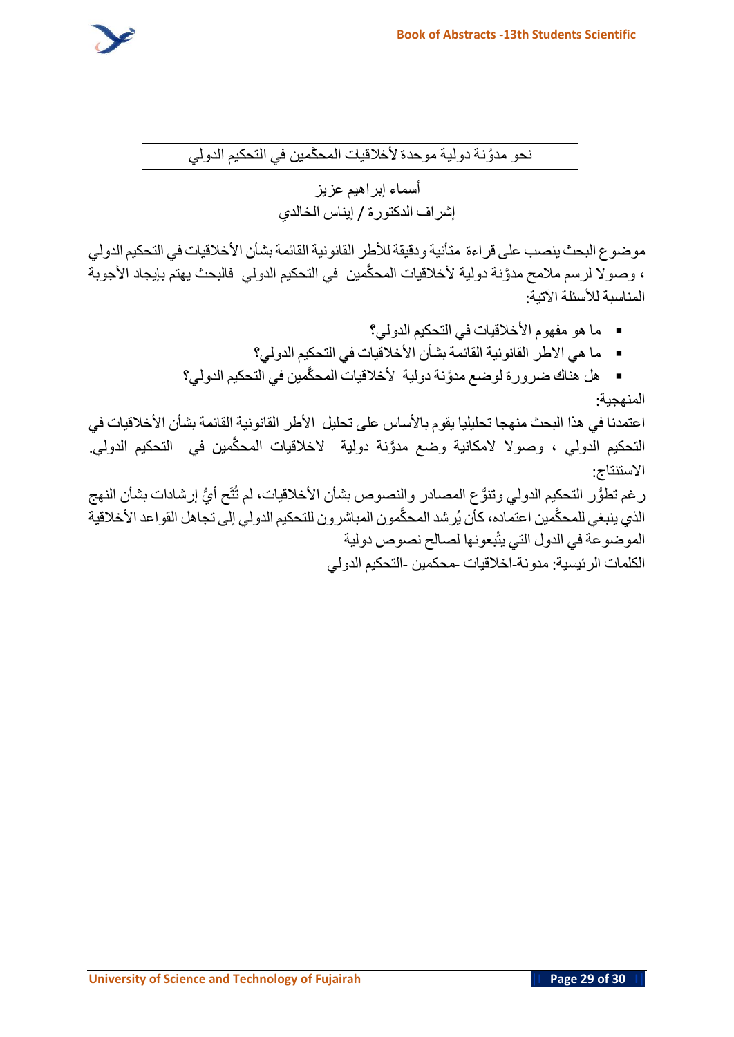## نحو مدوَّنة دولية موحدة لأخلاقيات المحكَّمين في التحكيم الدولي

أسماء إبراهيم عزيز

إشراف الدكتورة / إيناس الخالدي

موضوع البحث ينصب على قراءة متأنية ودقيقة للأطر القانونية القائمة بشأن الأخلاقيات في التحكيم الدولي ، وصولا لرسم ملامح مدوَّنة دولية لأخلاقيات المحكَّمين في التحكيم الدولي فالبحث يهتم بإيجاد الأجوبة المناسبة للأسئلة الآتية:

- ما هو مفهوم الأخلاقيات في التحكيم الدولي؟
- ما هي الاطر القانونية القائمة بشأن الأخلاقيات في التحكيم الدولي؟
- هل هناك ضرورة لوضع مدوَّنة دولية لأخلاقيات المحكَّمين في التحكيم الدولي؟

المنهجية:

اعتمدنا في هذا البحث منهجا تحليليا يقوم بالأساس على تحليل الأطر القانونية القائمة بشأن الأخلاقيات في التحكيم الدولي ، وصولا لامكانية وضع مدوَّنة دولية لاخلاقيات المحكَّمين في التحكيم الدولي.

الاستنتاج:

رغم تطوُّر التحكيم الدولي وتنوُّع المصادر والنصوص بشأن الأخلاقيات، لم تُتَح أيُّ إرشادات بشأن النهج الذي ينبغي للمحكَّمين اعتماده، كأن يُرشد المحكَّمون المباشرون للتحكيم الدولي إلى تجاهل القواعد الأخلاقية الموضوعة في الدول التي يتْبعونها لصالح نصوص دولية

الكلمات الرئيسية: مدونة-اخلاقيات -محكمين -التحكيم الدولي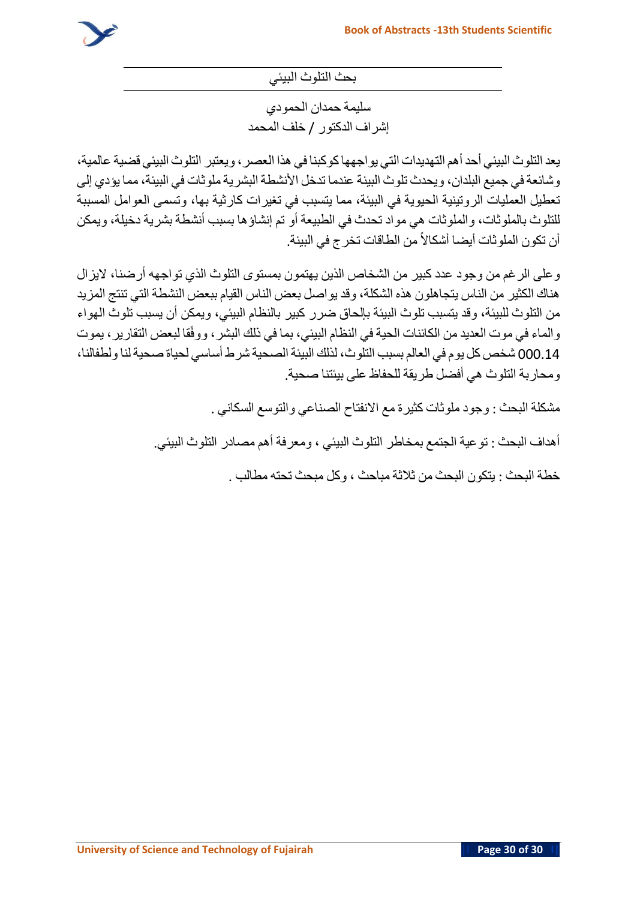## بحث التلوث البيئي

سليمة حمدان الحمودي

إشراف الدكتور / خلف المحمد

يعد التلوث البيئي أحد أهم التهديدات التي يواجهها كوكبنا في هذا العصر، ويعتبر التلوث البيئي قضية عالمية، وشائعة في جميع البلدان، ويحدث تلوث البيئة عندما تدخل الأنشطة البشرية ملوثات في البيئة، مما يؤدي إلى تعطيل العمليات الروتينية الحيوية في البيئة، مما يتسبب في تغيرات كارثية بها، وتسمى العوامل المسببة للتلوث بالملوثات، والملوثات هي مواد تحدث في الطبيعة أو تم إنشاؤها بسبب أنشطة بشرية دخيلة، ويمكن أن تكون الملوثات أيضا أشكالاً من الطاقات تخرج في البيئة.

وعلى الرغم من وجود عدد كبير من الشخاص الذين يهتمون بمستوى التلوث الذي تواجهه أرضنا، لايزال هناك الكثير من الناس يتجاهلون هذه الشكلة، وقد يواصل بعض الناس القيام ببعض النشطة التي تنتج المزيد من التلوث للبيئة، وقد يتسبب تلوث البيئة بإلحاق ضرر كبير بالنظام البيئي، ويمكن أن يسبب تلوث الهواء والماء في موت العديد من الكائنات الحية في النظام البيئي، بما في ذلك البشر، ووفقًا لبعض التقارير، يموت 000.14 شخص كل يوم في العالم بسبب التلوث، لذلك البيئة الصحية شرط أساسي لحياة صحية لنا ولطفالنا، ومحاربة التلوث هي أفضل طريقة للحفاظ على بيئتنا صحية.

مشكلة البحث : وجود ملوثات كثيرة مع الانفتاح الصناعي والتوسع السكاني .

أهداف البحث : توعية الجتمع بمخاطر التلوث البيئي ، ومعرفة أهم مصادر التلوث البيئي.

خطة البحث : يتكون البحث من ثلاثة مباحث ، وكل مبحث تحته مطالب .